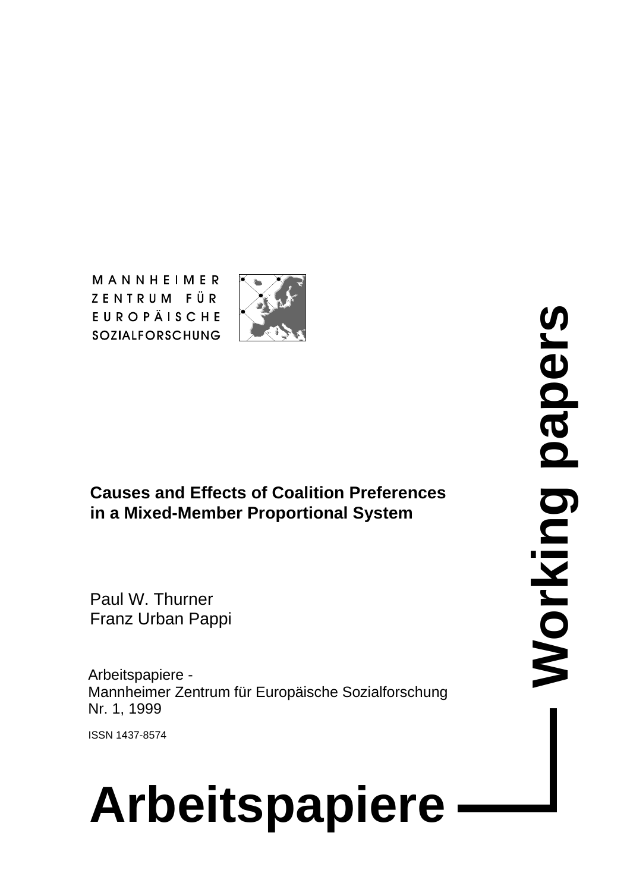MANNHEIMER
ZENTRUM FÜR
EUROPÄISCHE
SOZIALFORSCHUNG

**Working papers**

**Causes and Effects of Coalition Preferences in a Mixed-Member Proportional System**

Paul W. Thurner
Franz Urban Pappi

Arbeitspapiere -
Mannheimer Zentrum für Europäische Sozialforschung
Nr. 1, 1999

ISSN 1437-8574

**Arbeitspapiere**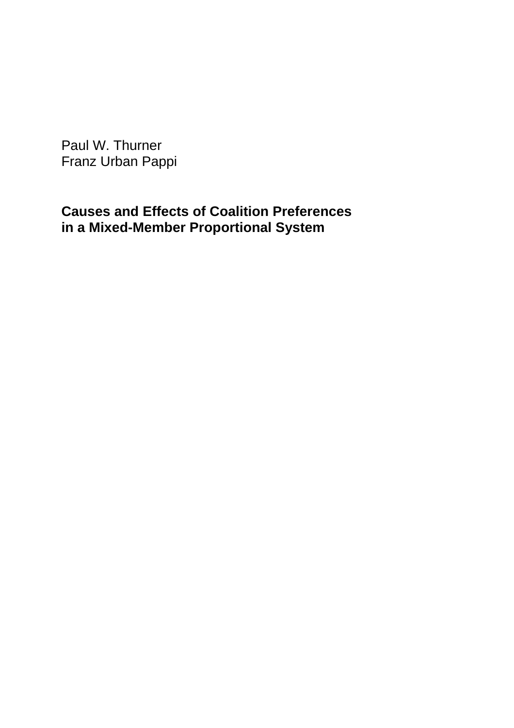Paul W. Thurner
Franz Urban Pappi

**Causes and Effects of Coalition Preferences in a Mixed-Member Proportional System**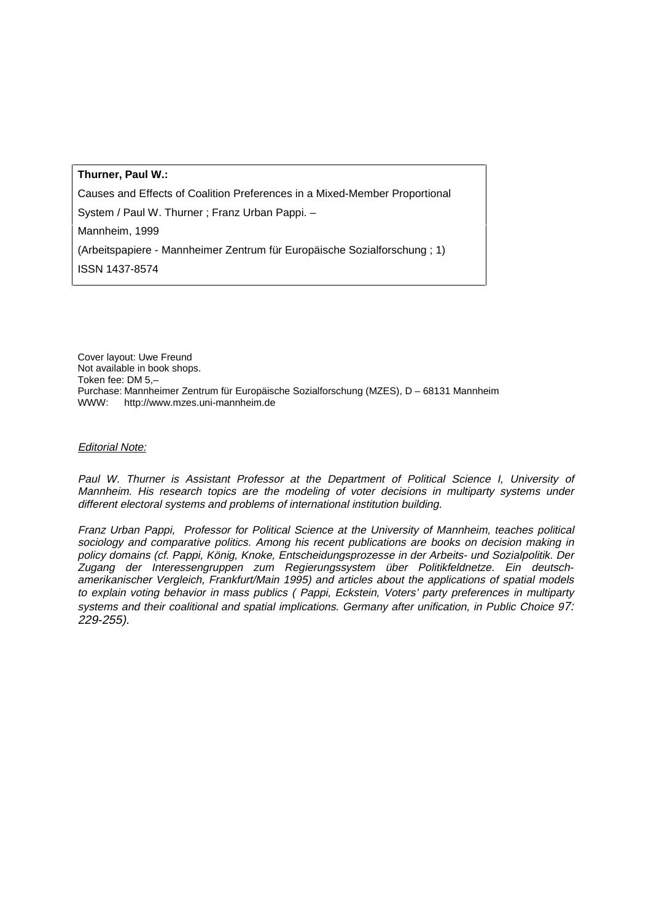**Thurner, Paul W.:**

Causes and Effects of Coalition Preferences in a Mixed-Member Proportional System / Paul W. Thurner ; Franz Urban Pappi. –

Mannheim, 1999

(Arbeitspapiere - Mannheimer Zentrum für Europäische Sozialforschung ; 1)

ISSN 1437-8574

Cover layout: Uwe Freund
Not available in book shops.
Token fee: DM 5,–
Purchase: Mannheimer Zentrum für Europäische Sozialforschung (MZES), D – 68131 Mannheim
WWW: http://www.mzes.uni-mannheim.de

*Editorial Note:*

*Paul W. Thurner is Assistant Professor at the Department of Political Science I, University of Mannheim. His research topics are the modeling of voter decisions in multiparty systems under different electoral systems and problems of international institution building.*

*Franz Urban Pappi, Professor for Political Science at the University of Mannheim, teaches political sociology and comparative politics. Among his recent publications are books on decision making in policy domains (cf. Pappi, König, Knoke, Entscheidungsprozesse in der Arbeits- und Sozialpolitik. Der Zugang der Interessengruppen zum Regierungssystem über Politikfeldnetze. Ein deutsch-amerikanischer Vergleich, Frankfurt/Main 1995) and articles about the applications of spatial models to explain voting behavior in mass publics ( Pappi, Eckstein, Voters' party preferences in multiparty systems and their coalitional and spatial implications. Germany after unification, in Public Choice 97: 229-255).*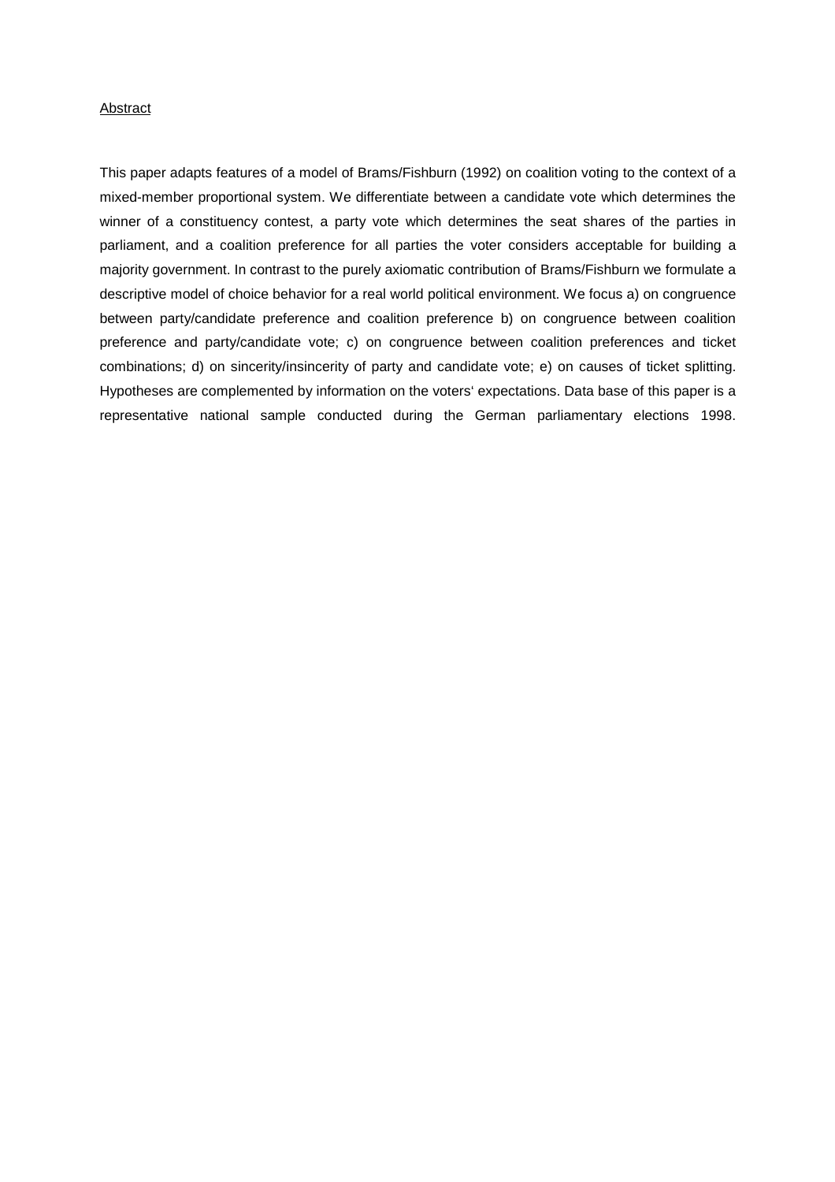<u>Abstract</u>

This paper adapts features of a model of Brams/Fishburn (1992) on coalition voting to the context of a mixed-member proportional system. We differentiate between a candidate vote which determines the winner of a constituency contest, a party vote which determines the seat shares of the parties in parliament, and a coalition preference for all parties the voter considers acceptable for building a majority government. In contrast to the purely axiomatic contribution of Brams/Fishburn we formulate a descriptive model of choice behavior for a real world political environment. We focus a) on congruence between party/candidate preference and coalition preference b) on congruence between coalition preference and party/candidate vote; c) on congruence between coalition preferences and ticket combinations; d) on sincerity/insincerity of party and candidate vote; e) on causes of ticket splitting. Hypotheses are complemented by information on the voters' expectations. Data base of this paper is a representative national sample conducted during the German parliamentary elections 1998.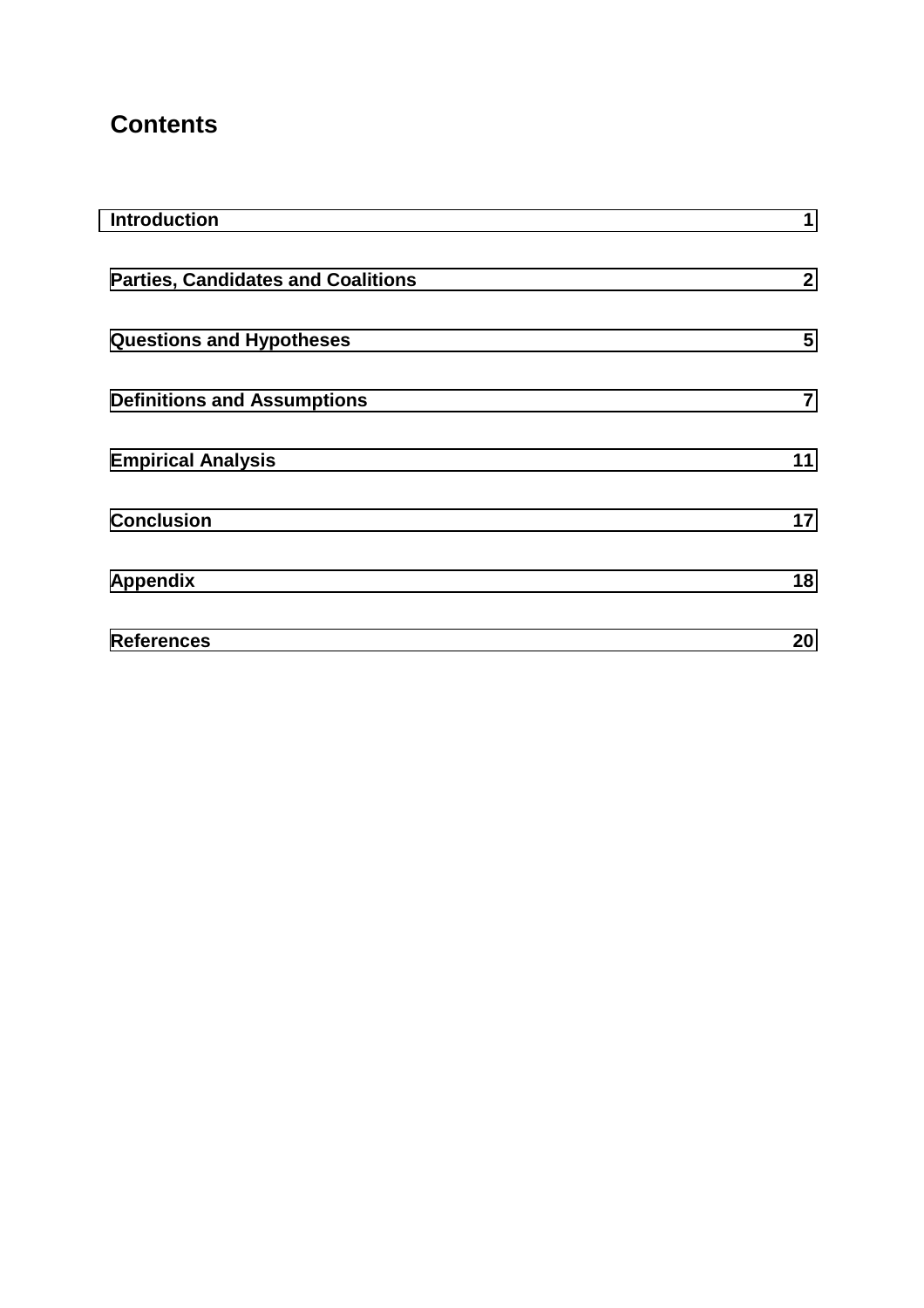# Contents

| | |
|---|---|
| **Introduction** | **1** |
| **Parties, Candidates and Coalitions** | **2** |
| **Questions and Hypotheses** | **5** |
| **Definitions and Assumptions** | **7** |
| **Empirical Analysis** | **11** |
| **Conclusion** | **17** |
| **Appendix** | **18** |
| **References** | **20** |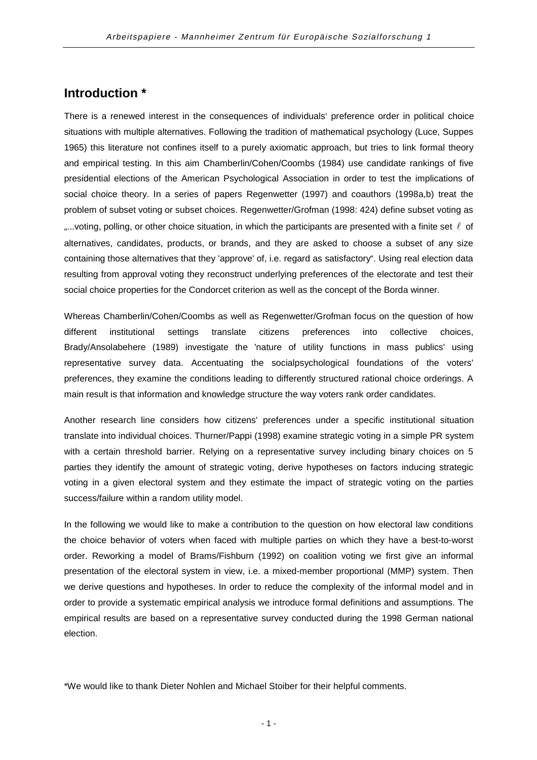## Introduction *

There is a renewed interest in the consequences of individuals‘ preference order in political choice situations with multiple alternatives. Following the tradition of mathematical psychology (Luce, Suppes 1965) this literature not confines itself to a purely axiomatic approach, but tries to link formal theory and empirical testing. In this aim Chamberlin/Cohen/Coombs (1984) use candidate rankings of five presidential elections of the American Psychological Association in order to test the implications of social choice theory. In a series of papers Regenwetter (1997) and coauthors (1998a,b) treat the problem of subset voting or subset choices. Regenwetter/Grofman (1998: 424) define subset voting as „...voting, polling, or other choice situation, in which the participants are presented with a finite set $\ell$ of alternatives, candidates, products, or brands, and they are asked to choose a subset of any size containing those alternatives that they 'approve' of, i.e. regard as satisfactory“. Using real election data resulting from approval voting they reconstruct underlying preferences of the electorate and test their social choice properties for the Condorcet criterion as well as the concept of the Borda winner.

Whereas Chamberlin/Cohen/Coombs as well as Regenwetter/Grofman focus on the question of how different institutional settings translate citizens preferences into collective choices, Brady/Ansolabehere (1989) investigate the 'nature of utility functions in mass publics' using representative survey data. Accentuating the socialpsychological foundations of the voters' preferences, they examine the conditions leading to differently structured rational choice orderings. A main result is that information and knowledge structure the way voters rank order candidates.

Another research line considers how citizens' preferences under a specific institutional situation translate into individual choices. Thurner/Pappi (1998) examine strategic voting in a simple PR system with a certain threshold barrier. Relying on a representative survey including binary choices on 5 parties they identify the amount of strategic voting, derive hypotheses on factors inducing strategic voting in a given electoral system and they estimate the impact of strategic voting on the parties success/failure within a random utility model.

In the following we would like to make a contribution to the question on how electoral law conditions the choice behavior of voters when faced with multiple parties on which they have a best-to-worst order. Reworking a model of Brams/Fishburn (1992) on coalition voting we first give an informal presentation of the electoral system in view, i.e. a mixed-member proportional (MMP) system. Then we derive questions and hypotheses. In order to reduce the complexity of the informal model and in order to provide a systematic empirical analysis we introduce formal definitions and assumptions. The empirical results are based on a representative survey conducted during the 1998 German national election.

*We would like to thank Dieter Nohlen and Michael Stoiber for their helpful comments.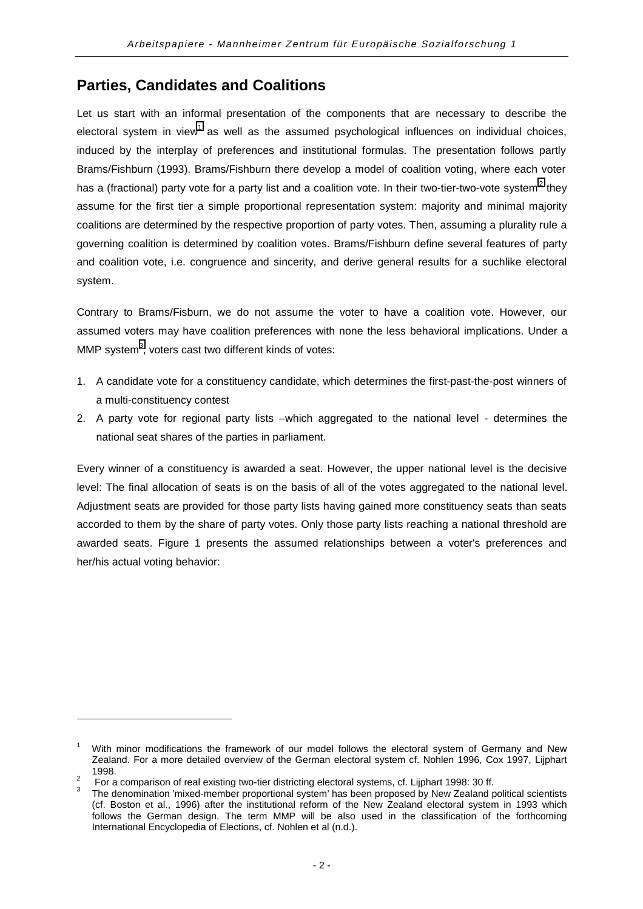## Parties, Candidates and Coalitions

Let us start with an informal presentation of the components that are necessary to describe the electoral system in view[1] as well as the assumed psychological influences on individual choices, induced by the interplay of preferences and institutional formulas. The presentation follows partly Brams/Fishburn (1993). Brams/Fishburn there develop a model of coalition voting, where each voter has a (fractional) party vote for a party list and a coalition vote. In their two-tier-two-vote system[2] they assume for the first tier a simple proportional representation system: majority and minimal majority coalitions are determined by the respective proportion of party votes. Then, assuming a plurality rule a governing coalition is determined by coalition votes. Brams/Fishburn define several features of party and coalition vote, i.e. congruence and sincerity, and derive general results for a suchlike electoral system.

Contrary to Brams/Fisburn, we do not assume the voter to have a coalition vote. However, our assumed voters may have coalition preferences with none the less behavioral implications. Under a MMP system[3], voters cast two different kinds of votes:

1. A candidate vote for a constituency candidate, which determines the first-past-the-post winners of a multi-constituency contest
2. A party vote for regional party lists –which aggregated to the national level - determines the national seat shares of the parties in parliament.

Every winner of a constituency is awarded a seat. However, the upper national level is the decisive level: The final allocation of seats is on the basis of all of the votes aggregated to the national level. Adjustment seats are provided for those party lists having gained more constituency seats than seats accorded to them by the share of party votes. Only those party lists reaching a national threshold are awarded seats. Figure 1 presents the assumed relationships between a voter's preferences and her/his actual voting behavior:

---

[1] With minor modifications the framework of our model follows the electoral system of Germany and New Zealand. For a more detailed overview of the German electoral system cf. Nohlen 1996, Cox 1997, Lijphart 1998.

[2] For a comparison of real existing two-tier districting electoral systems, cf. Lijphart 1998: 30 ff.

[3] The denomination 'mixed-member proportional system' has been proposed by New Zealand political scientists (cf. Boston et al., 1996) after the institutional reform of the New Zealand electoral system in 1993 which follows the German design. The term MMP will be also used in the classification of the forthcoming International Encyclopedia of Elections, cf. Nohlen et al (n.d.).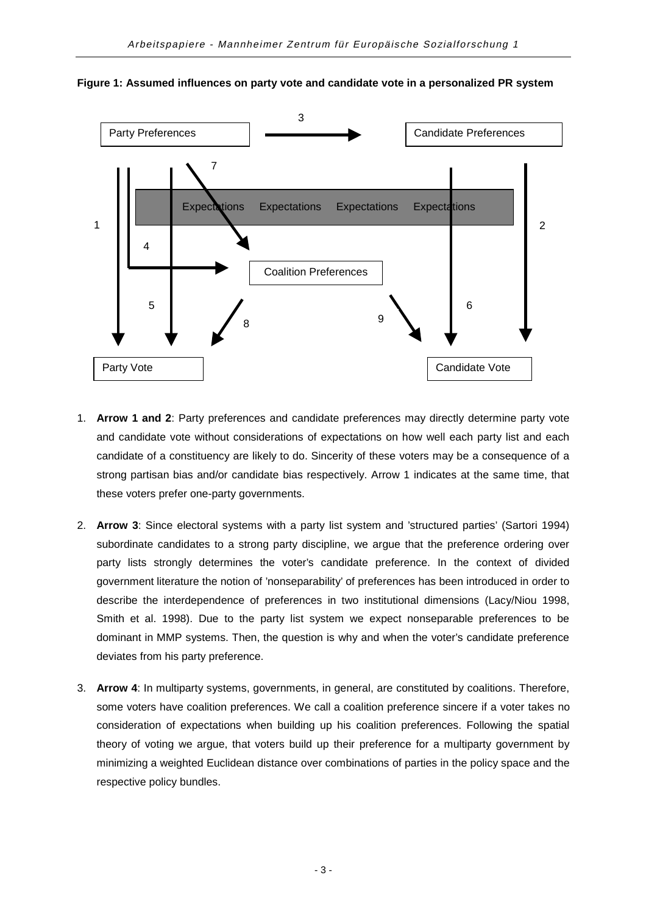**Figure 1: Assumed influences on party vote and candidate vote in a personalized PR system**

1. **Arrow 1 and 2**: Party preferences and candidate preferences may directly determine party vote and candidate vote without considerations of expectations on how well each party list and each candidate of a constituency are likely to do. Sincerity of these voters may be a consequence of a strong partisan bias and/or candidate bias respectively. Arrow 1 indicates at the same time, that these voters prefer one-party governments.

2. **Arrow 3**: Since electoral systems with a party list system and 'structured parties' (Sartori 1994) subordinate candidates to a strong party discipline, we argue that the preference ordering over party lists strongly determines the voter's candidate preference. In the context of divided government literature the notion of 'nonseparability' of preferences has been introduced in order to describe the interdependence of preferences in two institutional dimensions (Lacy/Niou 1998, Smith et al. 1998). Due to the party list system we expect nonseparable preferences to be dominant in MMP systems. Then, the question is why and when the voter's candidate preference deviates from his party preference.

3. **Arrow 4**: In multiparty systems, governments, in general, are constituted by coalitions. Therefore, some voters have coalition preferences. We call a coalition preference sincere if a voter takes no consideration of expectations when building up his coalition preferences. Following the spatial theory of voting we argue, that voters build up their preference for a multiparty government by minimizing a weighted Euclidean distance over combinations of parties in the policy space and the respective policy bundles.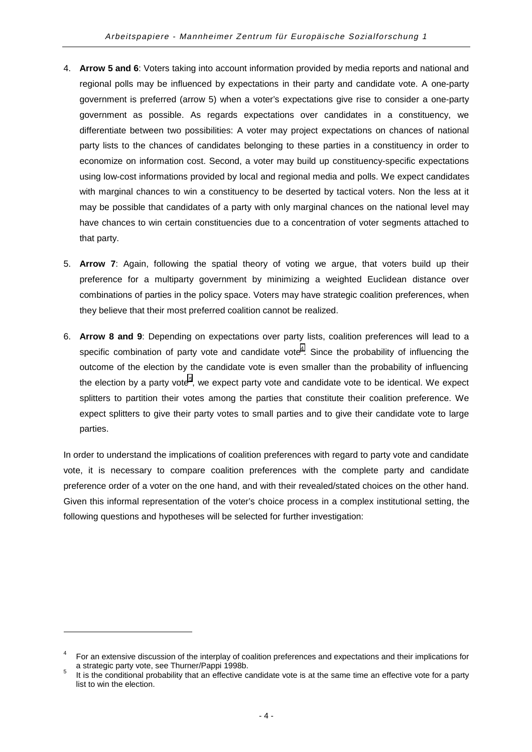4. **Arrow 5 and 6**: Voters taking into account information provided by media reports and national and regional polls may be influenced by expectations in their party and candidate vote. A one-party government is preferred (arrow 5) when a voter's expectations give rise to consider a one-party government as possible. As regards expectations over candidates in a constituency, we differentiate between two possibilities: A voter may project expectations on chances of national party lists to the chances of candidates belonging to these parties in a constituency in order to economize on information cost. Second, a voter may build up constituency-specific expectations using low-cost informations provided by local and regional media and polls. We expect candidates with marginal chances to win a constituency to be deserted by tactical voters. Non the less at it may be possible that candidates of a party with only marginal chances on the national level may have chances to win certain constituencies due to a concentration of voter segments attached to that party.

5. **Arrow 7**: Again, following the spatial theory of voting we argue, that voters build up their preference for a multiparty government by minimizing a weighted Euclidean distance over combinations of parties in the policy space. Voters may have strategic coalition preferences, when they believe that their most preferred coalition cannot be realized.

6. **Arrow 8 and 9**: Depending on expectations over party lists, coalition preferences will lead to a specific combination of party vote and candidate vote[4]. Since the probability of influencing the outcome of the election by the candidate vote is even smaller than the probability of influencing the election by a party vote[5], we expect party vote and candidate vote to be identical. We expect splitters to partition their votes among the parties that constitute their coalition preference. We expect splitters to give their party votes to small parties and to give their candidate vote to large parties.

In order to understand the implications of coalition preferences with regard to party vote and candidate vote, it is necessary to compare coalition preferences with the complete party and candidate preference order of a voter on the one hand, and with their revealed/stated choices on the other hand. Given this informal representation of the voter's choice process in a complex institutional setting, the following questions and hypotheses will be selected for further investigation:

---

[4] For an extensive discussion of the interplay of coalition preferences and expectations and their implications for a strategic party vote, see Thurner/Pappi 1998b.

[5] It is the conditional probability that an effective candidate vote is at the same time an effective vote for a party list to win the election.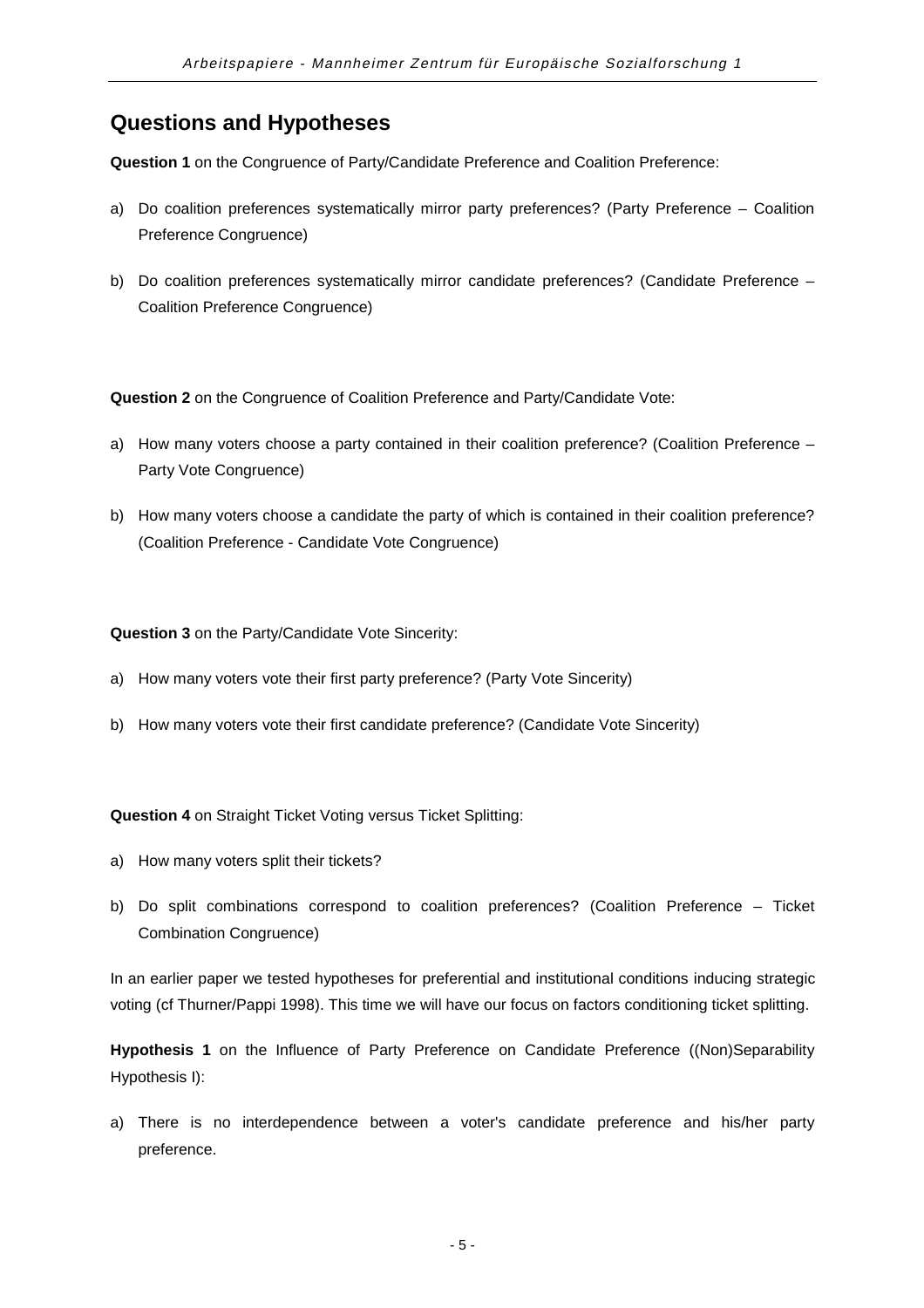## Questions and Hypotheses

**Question 1** on the Congruence of Party/Candidate Preference and Coalition Preference:

a) Do coalition preferences systematically mirror party preferences? (Party Preference – Coalition Preference Congruence)

b) Do coalition preferences systematically mirror candidate preferences? (Candidate Preference – Coalition Preference Congruence)

**Question 2** on the Congruence of Coalition Preference and Party/Candidate Vote:

a) How many voters choose a party contained in their coalition preference? (Coalition Preference – Party Vote Congruence)

b) How many voters choose a candidate the party of which is contained in their coalition preference? (Coalition Preference - Candidate Vote Congruence)

**Question 3** on the Party/Candidate Vote Sincerity:

a) How many voters vote their first party preference? (Party Vote Sincerity)

b) How many voters vote their first candidate preference? (Candidate Vote Sincerity)

**Question 4** on Straight Ticket Voting versus Ticket Splitting:

a) How many voters split their tickets?

b) Do split combinations correspond to coalition preferences? (Coalition Preference – Ticket Combination Congruence)

In an earlier paper we tested hypotheses for preferential and institutional conditions inducing strategic voting (cf Thurner/Pappi 1998). This time we will have our focus on factors conditioning ticket splitting.

**Hypothesis 1** on the Influence of Party Preference on Candidate Preference ((Non)Separability Hypothesis I):

a) There is no interdependence between a voter's candidate preference and his/her party preference.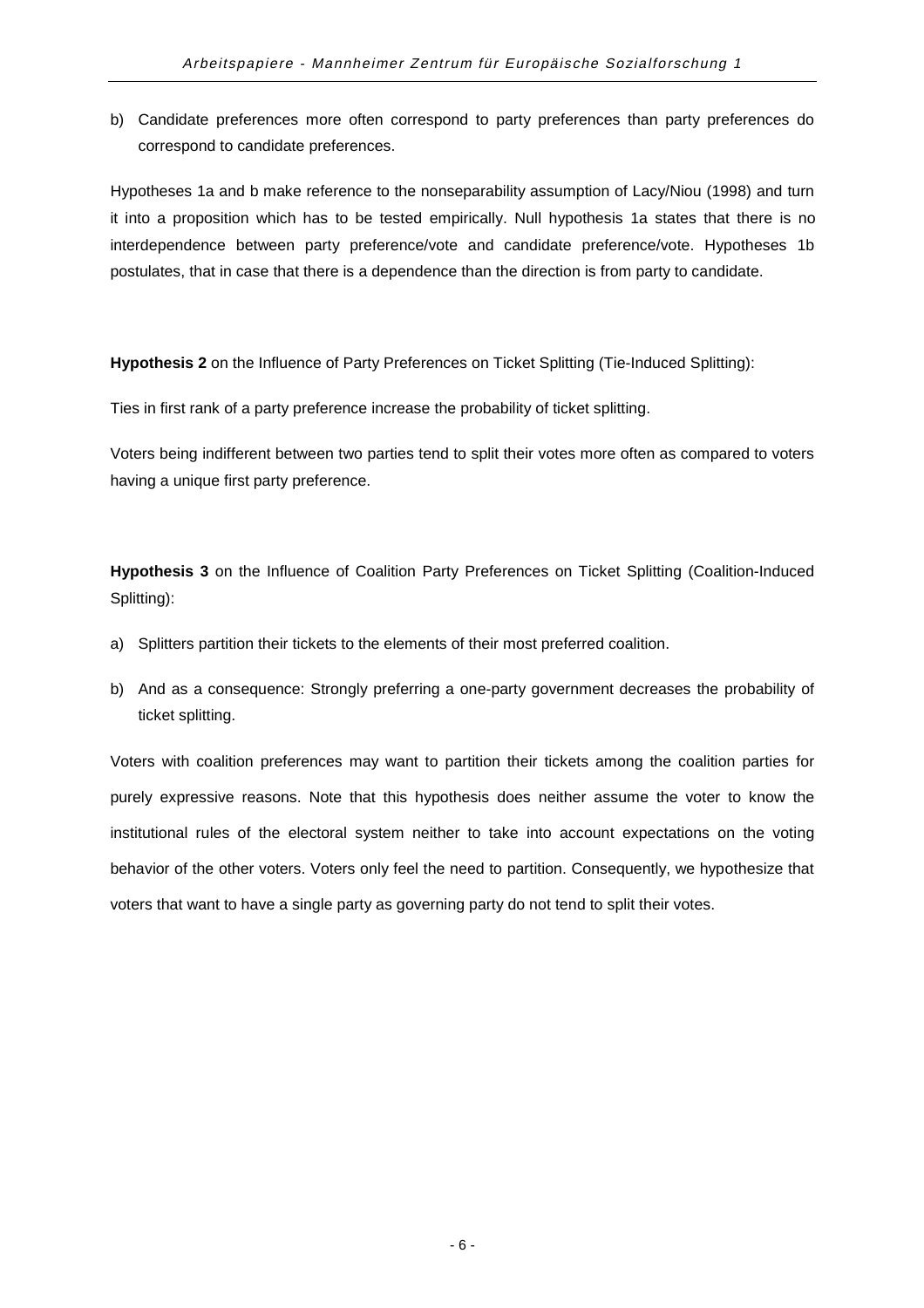b) Candidate preferences more often correspond to party preferences than party preferences do correspond to candidate preferences.

Hypotheses 1a and b make reference to the nonseparability assumption of Lacy/Niou (1998) and turn it into a proposition which has to be tested empirically. Null hypothesis 1a states that there is no interdependence between party preference/vote and candidate preference/vote. Hypotheses 1b postulates, that in case that there is a dependence than the direction is from party to candidate.

**Hypothesis 2** on the Influence of Party Preferences on Ticket Splitting (Tie-Induced Splitting):

Ties in first rank of a party preference increase the probability of ticket splitting.

Voters being indifferent between two parties tend to split their votes more often as compared to voters having a unique first party preference.

**Hypothesis 3** on the Influence of Coalition Party Preferences on Ticket Splitting (Coalition-Induced Splitting):

a) Splitters partition their tickets to the elements of their most preferred coalition.

b) And as a consequence: Strongly preferring a one-party government decreases the probability of ticket splitting.

Voters with coalition preferences may want to partition their tickets among the coalition parties for purely expressive reasons. Note that this hypothesis does neither assume the voter to know the institutional rules of the electoral system neither to take into account expectations on the voting behavior of the other voters. Voters only feel the need to partition. Consequently, we hypothesize that voters that want to have a single party as governing party do not tend to split their votes.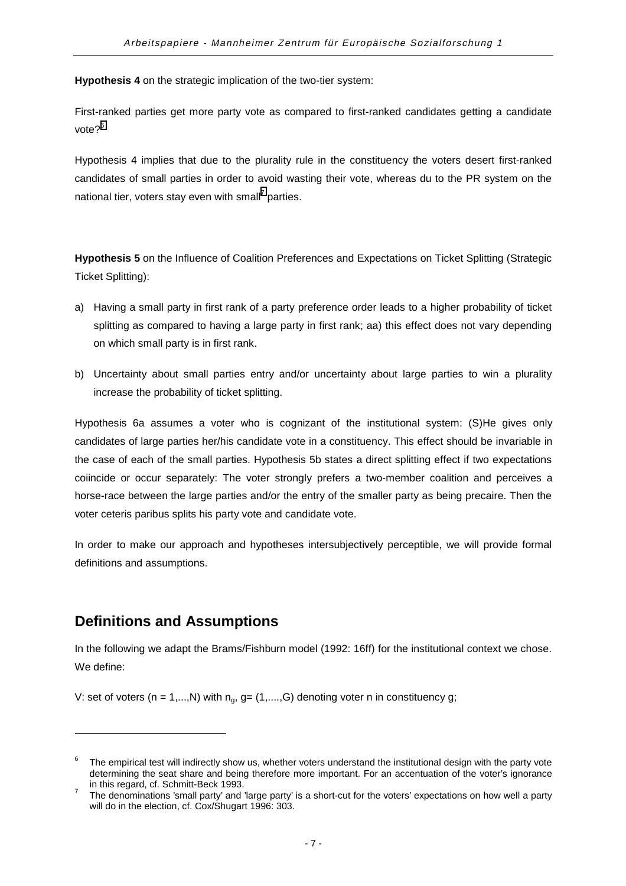**Hypothesis 4** on the strategic implication of the two-tier system:

First-ranked parties get more party vote as compared to first-ranked candidates getting a candidate vote?[6]

Hypothesis 4 implies that due to the plurality rule in the constituency the voters desert first-ranked candidates of small parties in order to avoid wasting their vote, whereas du to the PR system on the national tier, voters stay even with small[7] parties.

**Hypothesis 5** on the Influence of Coalition Preferences and Expectations on Ticket Splitting (Strategic Ticket Splitting):

a) Having a small party in first rank of a party preference order leads to a higher probability of ticket splitting as compared to having a large party in first rank; aa) this effect does not vary depending on which small party is in first rank.

b) Uncertainty about small parties entry and/or uncertainty about large parties to win a plurality increase the probability of ticket splitting.

Hypothesis 6a assumes a voter who is cognizant of the institutional system: (S)He gives only candidates of large parties her/his candidate vote in a constituency. This effect should be invariable in the case of each of the small parties. Hypothesis 5b states a direct splitting effect if two expectations coiincide or occur separately: The voter strongly prefers a two-member coalition and perceives a horse-race between the large parties and/or the entry of the smaller party as being precaire. Then the voter ceteris paribus splits his party vote and candidate vote.

In order to make our approach and hypotheses intersubjectively perceptible, we will provide formal definitions and assumptions.

## Definitions and Assumptions

In the following we adapt the Brams/Fishburn model (1992: 16ff) for the institutional context we chose. We define:

V: set of voters ($n = 1,...,N$) with $n_g$, $g= (1,....,G)$ denoting voter n in constituency g;

---

[6] The empirical test will indirectly show us, whether voters understand the institutional design with the party vote determining the seat share and being therefore more important. For an accentuation of the voter's ignorance in this regard, cf. Schmitt-Beck 1993.

[7] The denominations 'small party' and 'large party' is a short-cut for the voters' expectations on how well a party will do in the election, cf. Cox/Shugart 1996: 303.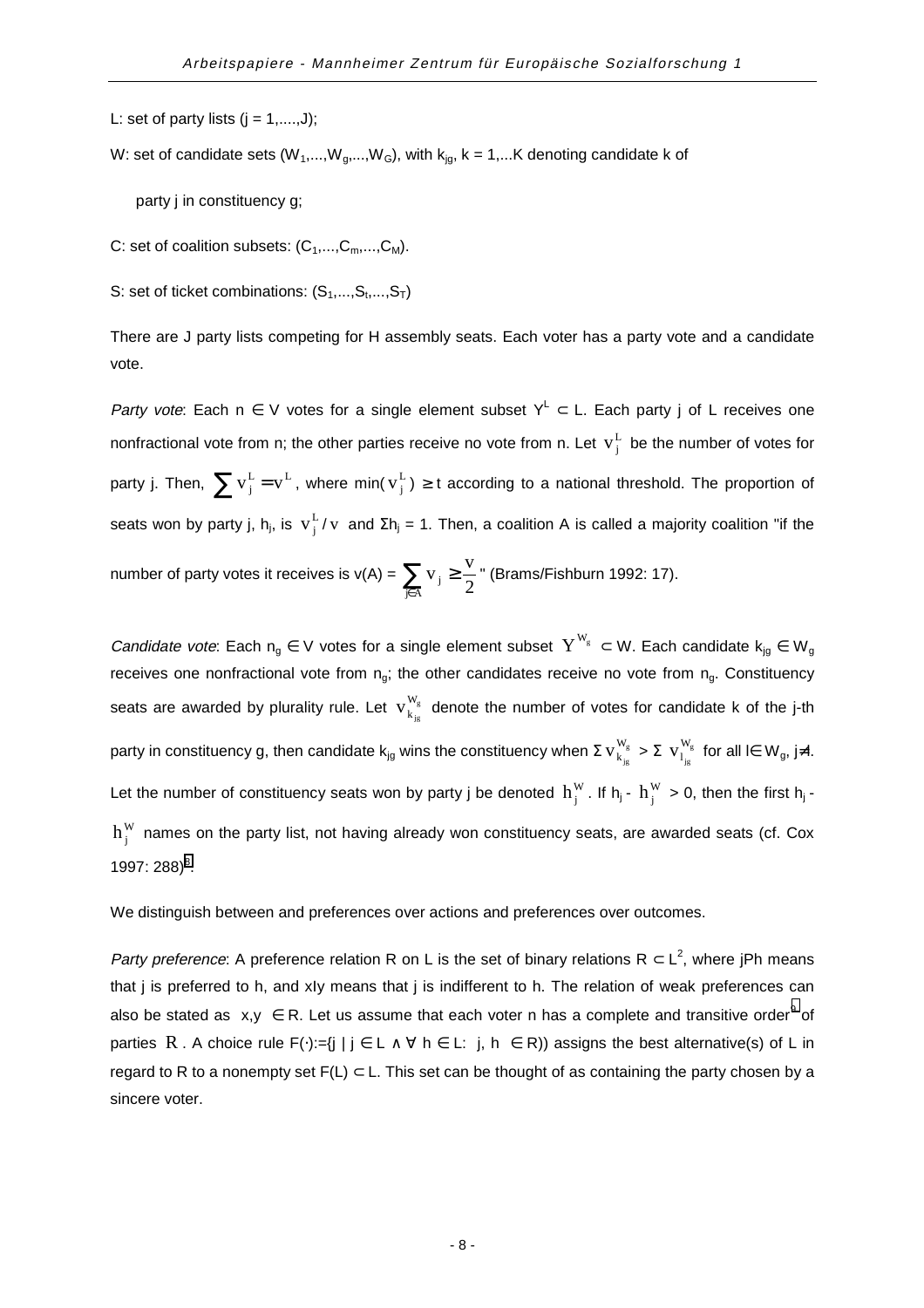L: set of party lists ($j = 1,....,J$);

W: set of candidate sets ($W_1,...,W_g,...,W_G$), with $k_{jg}$, $k = 1,...K$ denoting candidate k of party j in constituency g;

C: set of coalition subsets: ($C_1,...,C_m,...,C_M$).

S: set of ticket combinations: ($S_1,...,S_t,...,S_T$)

There are J party lists competing for H assembly seats. Each voter has a party vote and a candidate vote.

*Party vote*: Each $n \in V$ votes for a single element subset $Y^L \subset L$. Each party j of L receives one nonfractional vote from n; the other parties receive no vote from n. Let $v_j^L$ be the number of votes for party j. Then, $\sum v_j^L = v^L$, where $\min(v_j^L) \geq t$ according to a national threshold. The proportion of seats won by party j, $h_j$, is $v_j^L / v$ and $\Sigma h_j = 1$. Then, a coalition A is called a majority coalition "if the number of party votes it receives is $v(A) = \sum_{j \in A} v_j \geq \frac{v}{2}$" (Brams/Fishburn 1992: 17).

*Candidate vote*: Each $n_g \in V$ votes for a single element subset $Y^{W_g} \subset W$. Each candidate $k_{jg} \in W_g$ receives one nonfractional vote from $n_g$; the other candidates receive no vote from $n_g$. Constituency seats are awarded by plurality rule. Let $v_{k_{jg}}^{W_g}$ denote the number of votes for candidate k of the j-th party in constituency g, then candidate $k_{jg}$ wins the constituency when $\Sigma\, v_{k_{jg}}^{W_g} > \Sigma\, v_{l_{jg}}^{W_g}$ for all $l \in W_g$, $j \neq l$. Let the number of constituency seats won by party j be denoted $h_j^W$. If $h_j - h_j^W > 0$, then the first $h_j - h_j^W$ names on the party list, not having already won constituency seats, are awarded seats (cf. Cox 1997: 288)[8].

We distinguish between and preferences over actions and preferences over outcomes.

*Party preference*: A preference relation R on L is the set of binary relations $R \subset L^2$, where jPh means that j is preferred to h, and xIy means that j is indifferent to h. The relation of weak preferences can also be stated as $(x,y) \in R$. Let us assume that each voter n has a complete and transitive order[9] of parties $R$. A choice rule $F(\cdot) := \{j \mid j \in L \wedge \forall\, h \in L: (j, h) \in R\}$ assigns the best alternative(s) of L in regard to R to a nonempty set $F(L) \subset L$. This set can be thought of as containing the party chosen by a sincere voter.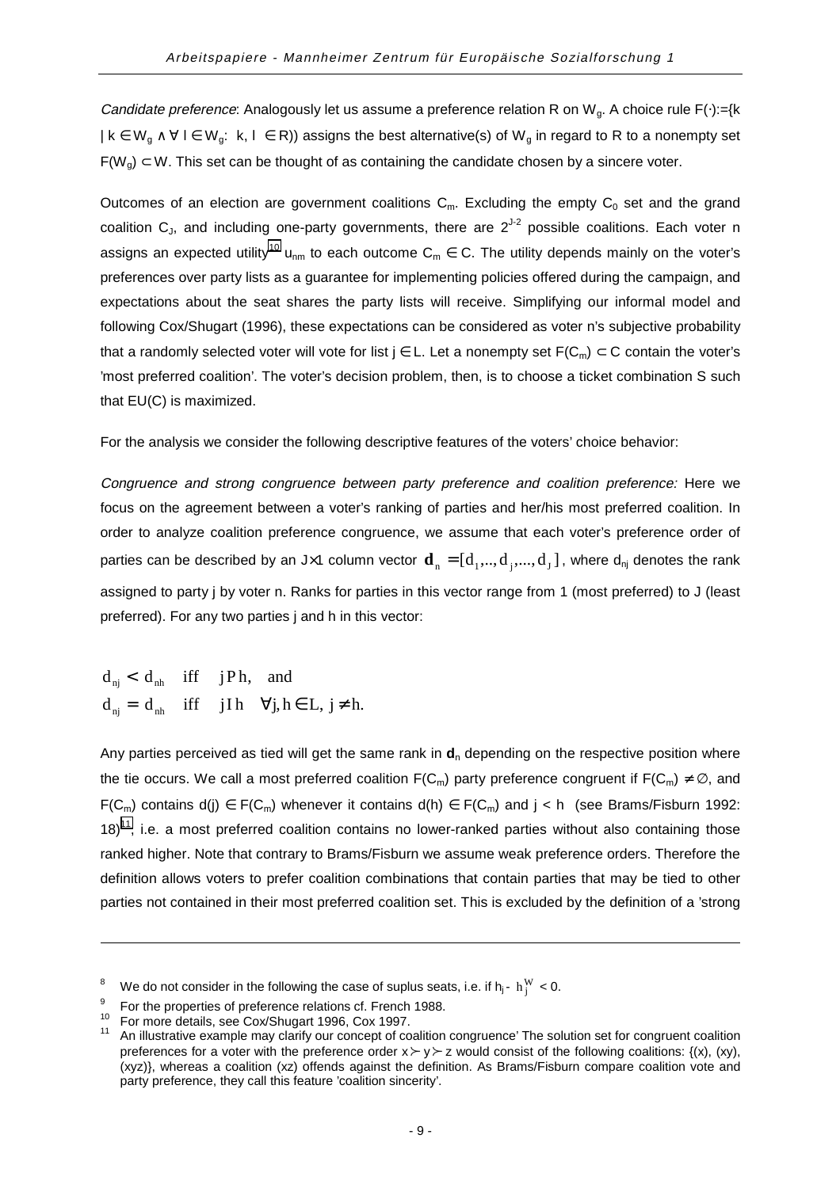*Candidate preference*: Analogously let us assume a preference relation R on $W_g$. A choice rule $F(\cdot):=\{k \mid k \in W_g \wedge \forall\, l \in W_g\!: \ k, l \ \in R)\}$ assigns the best alternative(s) of $W_g$ in regard to R to a nonempty set $F(W_g) \subset W$. This set can be thought of as containing the candidate chosen by a sincere voter.

Outcomes of an election are government coalitions $C_m$. Excluding the empty $C_0$ set and the grand coalition $C_J$, and including one-party governments, there are $2^{J-2}$ possible coalitions. Each voter n assigns an expected utility[10] $u_{nm}$ to each outcome $C_m \in C$. The utility depends mainly on the voter's preferences over party lists as a guarantee for implementing policies offered during the campaign, and expectations about the seat shares the party lists will receive. Simplifying our informal model and following Cox/Shugart (1996), these expectations can be considered as voter n's subjective probability that a randomly selected voter will vote for list $j \in L$. Let a nonempty set $F(C_m) \subset C$ contain the voter's 'most preferred coalition'. The voter's decision problem, then, is to choose a ticket combination S such that EU(C) is maximized.

For the analysis we consider the following descriptive features of the voters' choice behavior:

*Congruence and strong congruence between party preference and coalition preference:* Here we focus on the agreement between a voter's ranking of parties and her/his most preferred coalition. In order to analyze coalition preference congruence, we assume that each voter's preference order of parties can be described by an J×1 column vector $\mathbf{d}_n = [d_1,.., d_j,..., d_J]$, where $d_{nj}$ denotes the rank assigned to party j by voter n. Ranks for parties in this vector range from 1 (most preferred) to J (least preferred). For any two parties j and h in this vector:

$$
\begin{aligned}
d_{nj} &< d_{nh} \quad \text{iff} \quad j\,P\,h, \quad \text{and} \\
d_{nj} &= d_{nh} \quad \text{iff} \quad j\,I\,h \quad \forall j,h \in L,\ j \neq h.
\end{aligned}
$$

Any parties perceived as tied will get the same rank in $\mathbf{d}_n$ depending on the respective position where the tie occurs. We call a most preferred coalition $F(C_m)$ party preference congruent if $F(C_m) \neq \emptyset$, and $F(C_m)$ contains $d(j) \in F(C_m)$ whenever it contains $d(h) \in F(C_m)$ and $j < h$ (see Brams/Fisburn 1992: 18)[11], i.e. a most preferred coalition contains no lower-ranked parties without also containing those ranked higher. Note that contrary to Brams/Fisburn we assume weak preference orders. Therefore the definition allows voters to prefer coalition combinations that contain parties that may be tied to other parties not contained in their most preferred coalition set. This is excluded by the definition of a 'strong

---

[8] We do not consider in the following the case of suplus seats, i.e. if $h_j - h_j^W < 0$.

[9] For the properties of preference relations cf. French 1988.

[10] For more details, see Cox/Shugart 1996, Cox 1997.

[11] An illustrative example may clarify our concept of coalition congruence' The solution set for congruent coalition preferences for a voter with the preference order $x \succ y \succ z$ would consist of the following coalitions: {(x), (xy), (xyz)}, whereas a coalition (xz) offends against the definition. As Brams/Fisburn compare coalition vote and party preference, they call this feature 'coalition sincerity'.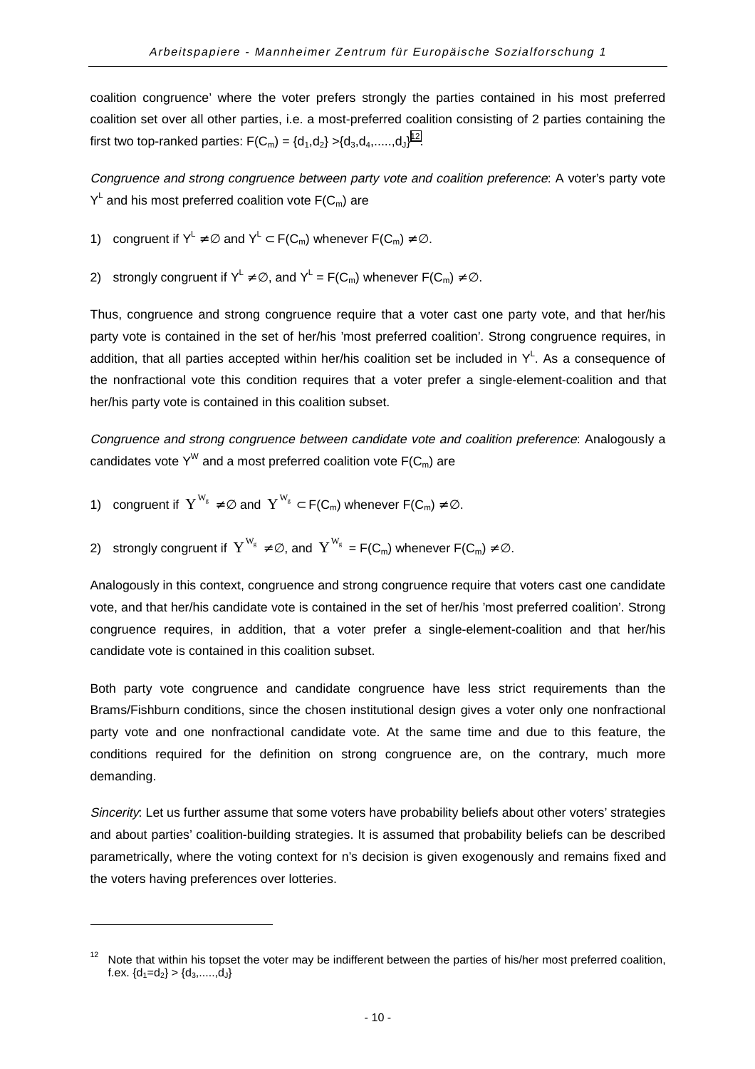coalition congruence' where the voter prefers strongly the parties contained in his most preferred coalition set over all other parties, i.e. a most-preferred coalition consisting of 2 parties containing the first two top-ranked parties: $F(C_m) = \{d_1,d_2\} > \{d_3,d_4,\ldots,d_J\}$[12].

*Congruence and strong congruence between party vote and coalition preference*: A voter's party vote $Y^L$ and his most preferred coalition vote $F(C_m)$ are

1) congruent if $Y^L \neq \emptyset$ and $Y^L \subset F(C_m)$ whenever $F(C_m) \neq \emptyset$.

2) strongly congruent if $Y^L \neq \emptyset$, and $Y^L = F(C_m)$ whenever $F(C_m) \neq \emptyset$.

Thus, congruence and strong congruence require that a voter cast one party vote, and that her/his party vote is contained in the set of her/his 'most preferred coalition'. Strong congruence requires, in addition, that all parties accepted within her/his coalition set be included in $Y^L$. As a consequence of the nonfractional vote this condition requires that a voter prefer a single-element-coalition and that her/his party vote is contained in this coalition subset.

*Congruence and strong congruence between candidate vote and coalition preference*: Analogously a candidates vote $Y^W$ and a most preferred coalition vote $F(C_m)$ are

1) congruent if $Y^{W_g} \neq \emptyset$ and $Y^{W_g} \subset F(C_m)$ whenever $F(C_m) \neq \emptyset$.

2) strongly congruent if $Y^{W_g} \neq \emptyset$, and $Y^{W_g} = F(C_m)$ whenever $F(C_m) \neq \emptyset$.

Analogously in this context, congruence and strong congruence require that voters cast one candidate vote, and that her/his candidate vote is contained in the set of her/his 'most preferred coalition'. Strong congruence requires, in addition, that a voter prefer a single-element-coalition and that her/his candidate vote is contained in this coalition subset.

Both party vote congruence and candidate congruence have less strict requirements than the Brams/Fishburn conditions, since the chosen institutional design gives a voter only one nonfractional party vote and one nonfractional candidate vote. At the same time and due to this feature, the conditions required for the definition on strong congruence are, on the contrary, much more demanding.

*Sincerity*: Let us further assume that some voters have probability beliefs about other voters' strategies and about parties' coalition-building strategies. It is assumed that probability beliefs can be described parametrically, where the voting context for n's decision is given exogenously and remains fixed and the voters having preferences over lotteries.

---

[12] Note that within his topset the voter may be indifferent between the parties of his/her most preferred coalition, f.ex. $\{d_1=d_2\} > \{d_3,\ldots,d_J\}$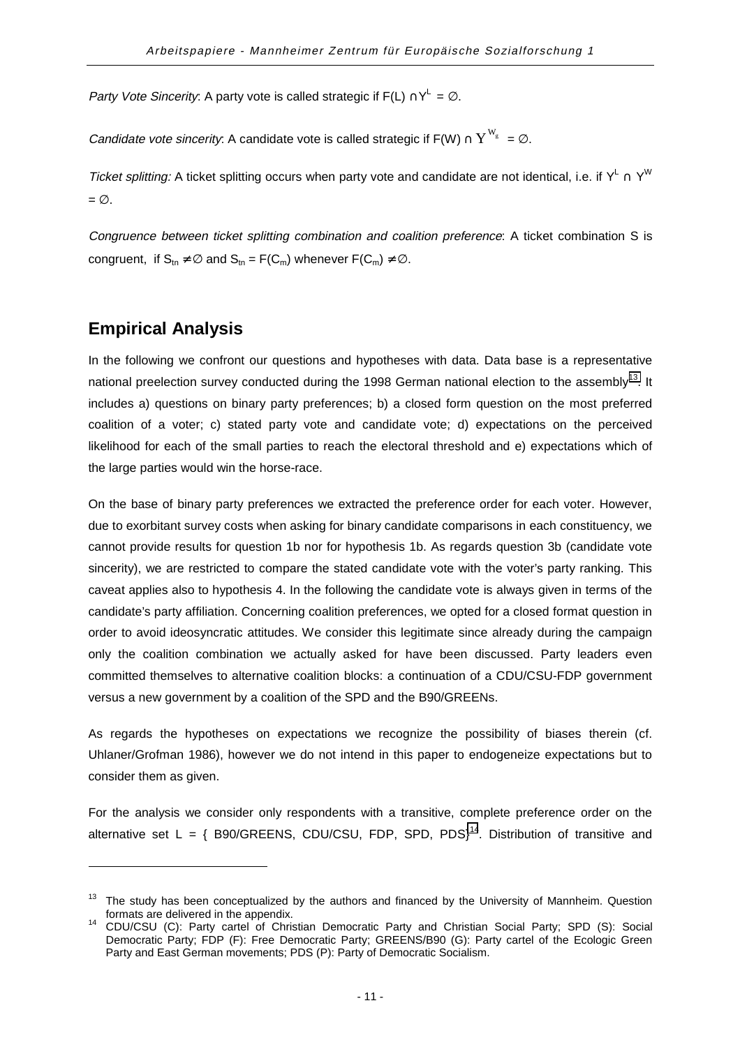*Party Vote Sincerity*: A party vote is called strategic if $F(L) \cap Y^L = \emptyset$.

*Candidate vote sincerity*: A candidate vote is called strategic if $F(W) \cap Y^{W_g} = \emptyset$.

*Ticket splitting:* A ticket splitting occurs when party vote and candidate are not identical, i.e. if $Y^L \cap Y^W = \emptyset$.

*Congruence between ticket splitting combination and coalition preference*: A ticket combination S is congruent, if $S_{tn} \neq \emptyset$ and $S_{tn} = F(C_m)$ whenever $F(C_m) \neq \emptyset$.

## Empirical Analysis

In the following we confront our questions and hypotheses with data. Data base is a representative national preelection survey conducted during the 1998 German national election to the assembly[13]. It includes a) questions on binary party preferences; b) a closed form question on the most preferred coalition of a voter; c) stated party vote and candidate vote; d) expectations on the perceived likelihood for each of the small parties to reach the electoral threshold and e) expectations which of the large parties would win the horse-race.

On the base of binary party preferences we extracted the preference order for each voter. However, due to exorbitant survey costs when asking for binary candidate comparisons in each constituency, we cannot provide results for question 1b nor for hypothesis 1b. As regards question 3b (candidate vote sincerity), we are restricted to compare the stated candidate vote with the voter's party ranking. This caveat applies also to hypothesis 4. In the following the candidate vote is always given in terms of the candidate's party affiliation. Concerning coalition preferences, we opted for a closed format question in order to avoid ideosyncratic attitudes. We consider this legitimate since already during the campaign only the coalition combination we actually asked for have been discussed. Party leaders even committed themselves to alternative coalition blocks: a continuation of a CDU/CSU-FDP government versus a new government by a coalition of the SPD and the B90/GREENs.

As regards the hypotheses on expectations we recognize the possibility of biases therein (cf. Uhlaner/Grofman 1986), however we do not intend in this paper to endogeneize expectations but to consider them as given.

For the analysis we consider only respondents with a transitive, complete preference order on the alternative set L = { B90/GREENS, CDU/CSU, FDP, SPD, PDS}[14]. Distribution of transitive and

---

[13] The study has been conceptualized by the authors and financed by the University of Mannheim. Question formats are delivered in the appendix.

[14] CDU/CSU (C): Party cartel of Christian Democratic Party and Christian Social Party; SPD (S): Social Democratic Party; FDP (F): Free Democratic Party; GREENS/B90 (G): Party cartel of the Ecologic Green Party and East German movements; PDS (P): Party of Democratic Socialism.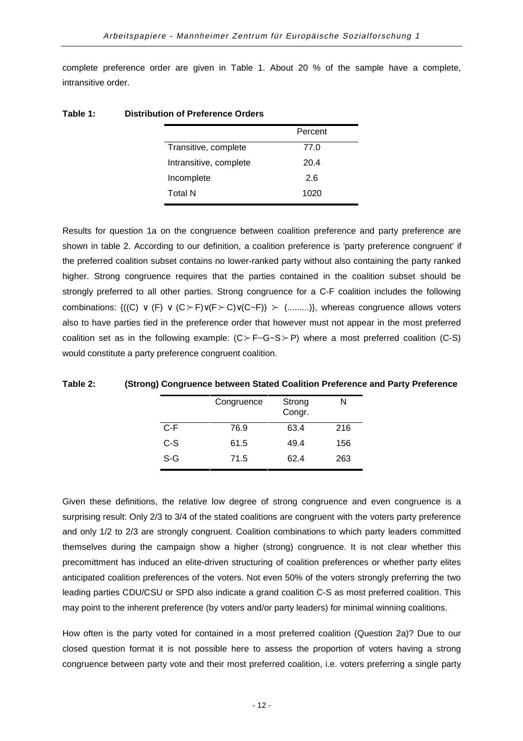complete preference order are given in Table 1. About 20 % of the sample have a complete, intransitive order.

**Table 1: Distribution of Preference Orders**

| | Percent |
|---|---|
| Transitive, complete | 77.0 |
| Intransitive, complete | 20.4 |
| Incomplete | 2.6 |
| Total N | 1020 |

Results for question 1a on the congruence between coalition preference and party preference are shown in table 2. According to our definition, a coalition preference is 'party preference congruent' if the preferred coalition subset contains no lower-ranked party without also containing the party ranked higher. Strong congruence requires that the parties contained in the coalition subset should be strongly preferred to all other parties. Strong congruence for a C-F coalition includes the following combinations: $\{((C) \vee (F) \vee (C \succ F) \vee (F \succ C) \vee (C \sim F)) \succ (.........)\}$, whereas congruence allows voters also to have parties tied in the preference order that however must not appear in the most preferred coalition set as in the following example: $(C \succ F \sim G \sim S \succ P)$ where a most preferred coalition (C-S) would constitute a party preference congruent coalition.

**Table 2: (Strong) Congruence between Stated Coalition Preference and Party Preference**

| | Congruence | Strong Congr. | N |
|---|---|---|---|
| C-F | 76.9 | 63.4 | 216 |
| C-S | 61.5 | 49.4 | 156 |
| S-G | 71.5 | 62.4 | 263 |

Given these definitions, the relative low degree of strong congruence and even congruence is a surprising result: Only 2/3 to 3/4 of the stated coalitions are congruent with the voters party preference and only 1/2 to 2/3 are strongly congruent. Coalition combinations to which party leaders committed themselves during the campaign show a higher (strong) congruence. It is not clear whether this precomittment has induced an elite-driven structuring of coalition preferences or whether party elites anticipated coalition preferences of the voters. Not even 50% of the voters strongly preferring the two leading parties CDU/CSU or SPD also indicate a grand coalition C-S as most preferred coalition. This may point to the inherent preference (by voters and/or party leaders) for minimal winning coalitions.

How often is the party voted for contained in a most preferred coalition (Question 2a)? Due to our closed question format it is not possible here to assess the proportion of voters having a strong congruence between party vote and their most preferred coalition, i.e. voters preferring a single party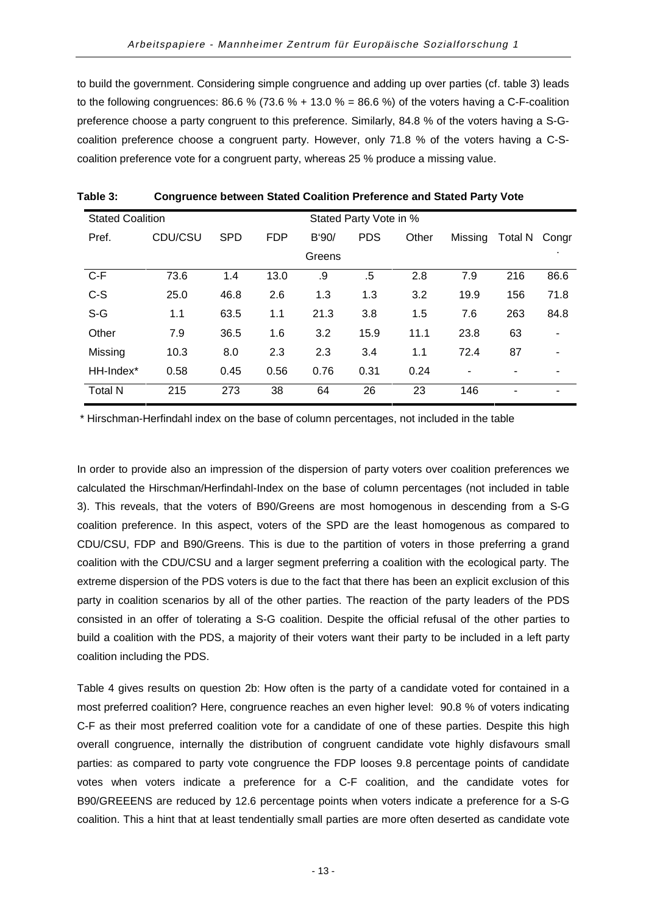to build the government. Considering simple congruence and adding up over parties (cf. table 3) leads to the following congruences: 86.6 % (73.6 % + 13.0 % = 86.6 %) of the voters having a C-F-coalition preference choose a party congruent to this preference. Similarly, 84.8 % of the voters having a S-G-coalition preference choose a congruent party. However, only 71.8 % of the voters having a C-S-coalition preference vote for a congruent party, whereas 25 % produce a missing value.

**Table 3: Congruence between Stated Coalition Preference and Stated Party Vote**

| Stated Coalition Pref. | Stated Party Vote in % | | | | | | | | |
|---|---|---|---|---|---|---|---|---|---|
| | CDU/CSU | SPD | FDP | B'90/ Greens | PDS | Other | Missing | Total N | Congr. |
| C-F | 73.6 | 1.4 | 13.0 | .9 | .5 | 2.8 | 7.9 | 216 | 86.6 |
| C-S | 25.0 | 46.8 | 2.6 | 1.3 | 1.3 | 3.2 | 19.9 | 156 | 71.8 |
| S-G | 1.1 | 63.5 | 1.1 | 21.3 | 3.8 | 1.5 | 7.6 | 263 | 84.8 |
| Other | 7.9 | 36.5 | 1.6 | 3.2 | 15.9 | 11.1 | 23.8 | 63 | - |
| Missing | 10.3 | 8.0 | 2.3 | 2.3 | 3.4 | 1.1 | 72.4 | 87 | - |
| HH-Index* | 0.58 | 0.45 | 0.56 | 0.76 | 0.31 | 0.24 | - | - | - |
| Total N | 215 | 273 | 38 | 64 | 26 | 23 | 146 | - | - |

\* Hirschman-Herfindahl index on the base of column percentages, not included in the table

In order to provide also an impression of the dispersion of party voters over coalition preferences we calculated the Hirschman/Herfindahl-Index on the base of column percentages (not included in table 3). This reveals, that the voters of B90/Greens are most homogenous in descending from a S-G coalition preference. In this aspect, voters of the SPD are the least homogenous as compared to CDU/CSU, FDP and B90/Greens. This is due to the partition of voters in those preferring a grand coalition with the CDU/CSU and a larger segment preferring a coalition with the ecological party. The extreme dispersion of the PDS voters is due to the fact that there has been an explicit exclusion of this party in coalition scenarios by all of the other parties. The reaction of the party leaders of the PDS consisted in an offer of tolerating a S-G coalition. Despite the official refusal of the other parties to build a coalition with the PDS, a majority of their voters want their party to be included in a left party coalition including the PDS.

Table 4 gives results on question 2b: How often is the party of a candidate voted for contained in a most preferred coalition? Here, congruence reaches an even higher level: 90.8 % of voters indicating C-F as their most preferred coalition vote for a candidate of one of these parties. Despite this high overall congruence, internally the distribution of congruent candidate vote highly disfavours small parties: as compared to party vote congruence the FDP looses 9.8 percentage points of candidate votes when voters indicate a preference for a C-F coalition, and the candidate votes for B90/GREEENS are reduced by 12.6 percentage points when voters indicate a preference for a S-G coalition. This a hint that at least tendentially small parties are more often deserted as candidate vote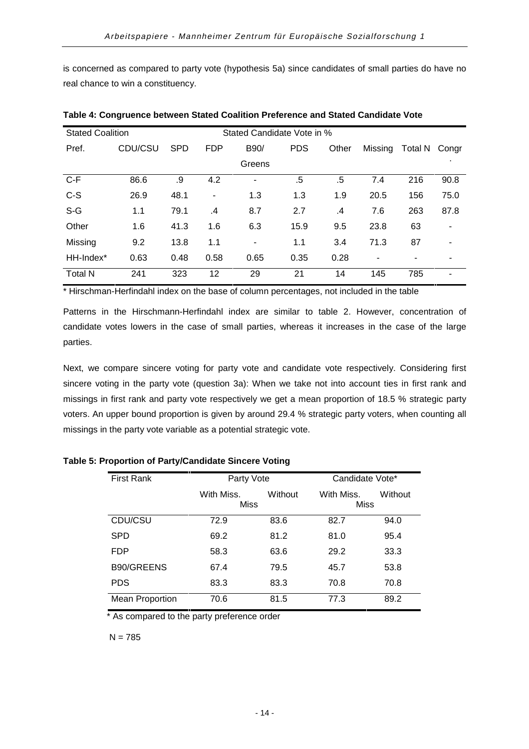is concerned as compared to party vote (hypothesis 5a) since candidates of small parties do have no real chance to win a constituency.

**Table 4: Congruence between Stated Coalition Preference and Stated Candidate Vote**

| Stated Coalition Pref. | Stated Candidate Vote in % | | | | | | | | |
|---|---|---|---|---|---|---|---|---|---|
| | CDU/CSU | SPD | FDP | B90/ Greens | PDS | Other | Missing | Total N | Congr. |
| C-F | 86.6 | .9 | 4.2 | - | .5 | .5 | 7.4 | 216 | 90.8 |
| C-S | 26.9 | 48.1 | - | 1.3 | 1.3 | 1.9 | 20.5 | 156 | 75.0 |
| S-G | 1.1 | 79.1 | .4 | 8.7 | 2.7 | .4 | 7.6 | 263 | 87.8 |
| Other | 1.6 | 41.3 | 1.6 | 6.3 | 15.9 | 9.5 | 23.8 | 63 | - |
| Missing | 9.2 | 13.8 | 1.1 | - | 1.1 | 3.4 | 71.3 | 87 | - |
| HH-Index* | 0.63 | 0.48 | 0.58 | 0.65 | 0.35 | 0.28 | - | - | - |
| Total N | 241 | 323 | 12 | 29 | 21 | 14 | 145 | 785 | - |

\* Hirschman-Herfindahl index on the base of column percentages, not included in the table

Patterns in the Hirschmann-Herfindahl index are similar to table 2. However, concentration of candidate votes lowers in the case of small parties, whereas it increases in the case of the large parties.

Next, we compare sincere voting for party vote and candidate vote respectively. Considering first sincere voting in the party vote (question 3a): When we take not into account ties in first rank and missings in first rank and party vote respectively we get a mean proportion of 18.5 % strategic party voters. An upper bound proportion is given by around 29.4 % strategic party voters, when counting all missings in the party vote variable as a potential strategic vote.

**Table 5: Proportion of Party/Candidate Sincere Voting**

| First Rank | Party Vote | | Candidate Vote* | |
|---|---|---|---|---|
| | With Miss. Miss | Without | With Miss. Miss | Without |
| CDU/CSU | 72.9 | 83.6 | 82.7 | 94.0 |
| SPD | 69.2 | 81.2 | 81.0 | 95.4 |
| FDP | 58.3 | 63.6 | 29.2 | 33.3 |
| B90/GREENS | 67.4 | 79.5 | 45.7 | 53.8 |
| PDS | 83.3 | 83.3 | 70.8 | 70.8 |
| Mean Proportion | 70.6 | 81.5 | 77.3 | 89.2 |

\* As compared to the party preference order

N = 785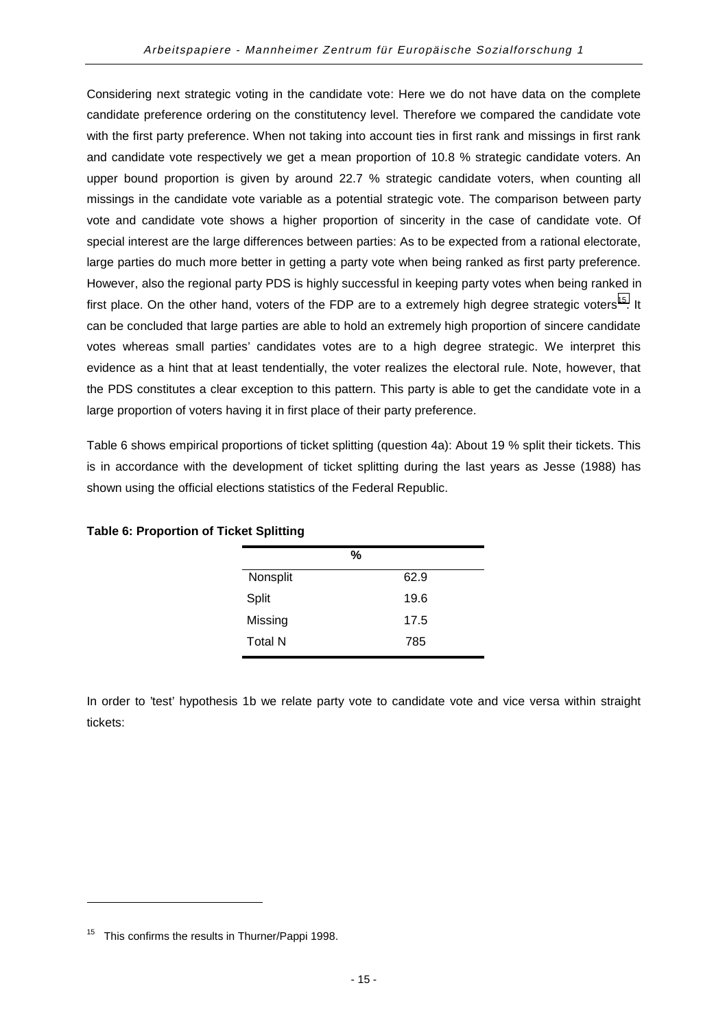Considering next strategic voting in the candidate vote: Here we do not have data on the complete candidate preference ordering on the constituency level. Therefore we compared the candidate vote with the first party preference. When not taking into account ties in first rank and missings in first rank and candidate vote respectively we get a mean proportion of 10.8 % strategic candidate voters. An upper bound proportion is given by around 22.7 % strategic candidate voters, when counting all missings in the candidate vote variable as a potential strategic vote. The comparison between party vote and candidate vote shows a higher proportion of sincerity in the case of candidate vote. Of special interest are the large differences between parties: As to be expected from a rational electorate, large parties do much more better in getting a party vote when being ranked as first party preference. However, also the regional party PDS is highly successful in keeping party votes when being ranked in first place. On the other hand, voters of the FDP are to a extremely high degree strategic voters[15]. It can be concluded that large parties are able to hold an extremely high proportion of sincere candidate votes whereas small parties' candidates votes are to a high degree strategic. We interpret this evidence as a hint that at least tendentially, the voter realizes the electoral rule. Note, however, that the PDS constitutes a clear exception to this pattern. This party is able to get the candidate vote in a large proportion of voters having it in first place of their party preference.

Table 6 shows empirical proportions of ticket splitting (question 4a): About 19 % split their tickets. This is in accordance with the development of ticket splitting during the last years as Jesse (1988) has shown using the official elections statistics of the Federal Republic.

**Table 6: Proportion of Ticket Splitting**

| | % |
|---|---|
| Nonsplit | 62.9 |
| Split | 19.6 |
| Missing | 17.5 |
| Total N | 785 |

In order to 'test' hypothesis 1b we relate party vote to candidate vote and vice versa within straight tickets:

[15] This confirms the results in Thurner/Pappi 1998.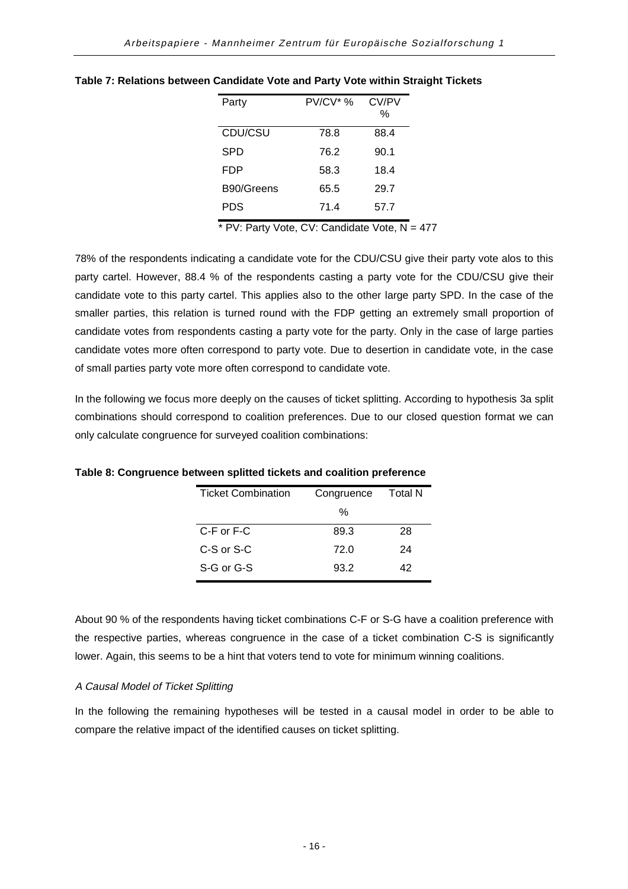**Table 7: Relations between Candidate Vote and Party Vote within Straight Tickets**

| Party | PV/CV* % | CV/PV % |
|---|---|---|
| CDU/CSU | 78.8 | 88.4 |
| SPD | 76.2 | 90.1 |
| FDP | 58.3 | 18.4 |
| B90/Greens | 65.5 | 29.7 |
| PDS | 71.4 | 57.7 |

\* PV: Party Vote, CV: Candidate Vote, N = 477

78% of the respondents indicating a candidate vote for the CDU/CSU give their party vote alos to this party cartel. However, 88.4 % of the respondents casting a party vote for the CDU/CSU give their candidate vote to this party cartel. This applies also to the other large party SPD. In the case of the smaller parties, this relation is turned round with the FDP getting an extremely small proportion of candidate votes from respondents casting a party vote for the party. Only in the case of large parties candidate votes more often correspond to party vote. Due to desertion in candidate vote, in the case of small parties party vote more often correspond to candidate vote.

In the following we focus more deeply on the causes of ticket splitting. According to hypothesis 3a split combinations should correspond to coalition preferences. Due to our closed question format we can only calculate congruence for surveyed coalition combinations:

**Table 8: Congruence between splitted tickets and coalition preference**

| Ticket Combination | Congruence % | Total N |
|---|---|---|
| C-F or F-C | 89.3 | 28 |
| C-S or S-C | 72.0 | 24 |
| S-G or G-S | 93.2 | 42 |

About 90 % of the respondents having ticket combinations C-F or S-G have a coalition preference with the respective parties, whereas congruence in the case of a ticket combination C-S is significantly lower. Again, this seems to be a hint that voters tend to vote for minimum winning coalitions.

*A Causal Model of Ticket Splitting*

In the following the remaining hypotheses will be tested in a causal model in order to be able to compare the relative impact of the identified causes on ticket splitting.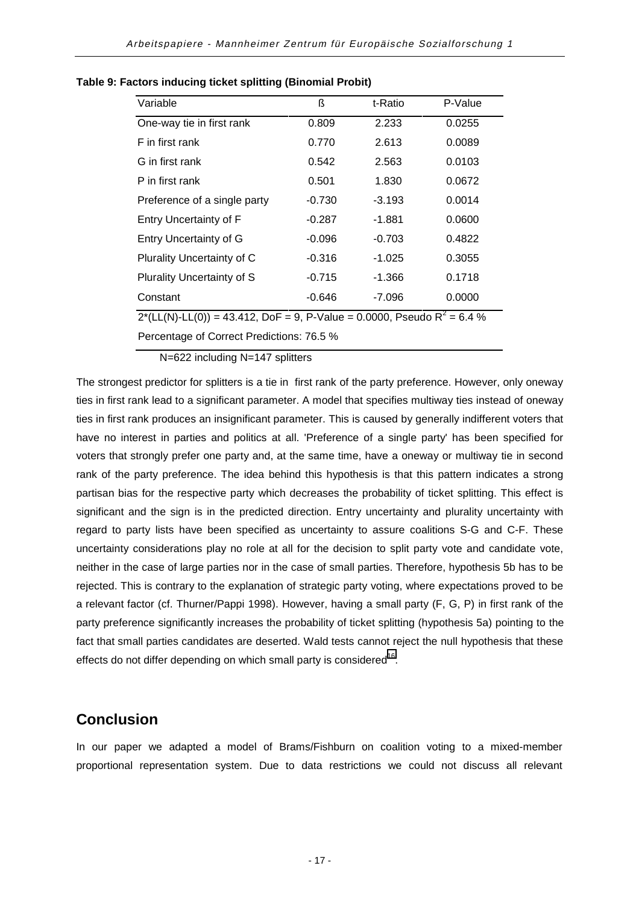**Table 9: Factors inducing ticket splitting (Binomial Probit)**

| Variable | ß | t-Ratio | P-Value |
|---|---|---|---|
| One-way tie in first rank | 0.809 | 2.233 | 0.0255 |
| F in first rank | 0.770 | 2.613 | 0.0089 |
| G in first rank | 0.542 | 2.563 | 0.0103 |
| P in first rank | 0.501 | 1.830 | 0.0672 |
| Preference of a single party | -0.730 | -3.193 | 0.0014 |
| Entry Uncertainty of F | -0.287 | -1.881 | 0.0600 |
| Entry Uncertainty of G | -0.096 | -0.703 | 0.4822 |
| Plurality Uncertainty of C | -0.316 | -1.025 | 0.3055 |
| Plurality Uncertainty of S | -0.715 | -1.366 | 0.1718 |
| Constant | -0.646 | -7.096 | 0.0000 |
| 2*(LL(N)-LL(0)) = 43.412, DoF = 9, P-Value = 0.0000, Pseudo $R^2$ = 6.4 % | | | |
| Percentage of Correct Predictions: 76.5 % | | | |

N=622 including N=147 splitters

The strongest predictor for splitters is a tie in first rank of the party preference. However, only oneway ties in first rank lead to a significant parameter. A model that specifies multiway ties instead of oneway ties in first rank produces an insignificant parameter. This is caused by generally indifferent voters that have no interest in parties and politics at all. 'Preference of a single party' has been specified for voters that strongly prefer one party and, at the same time, have a oneway or multiway tie in second rank of the party preference. The idea behind this hypothesis is that this pattern indicates a strong partisan bias for the respective party which decreases the probability of ticket splitting. This effect is significant and the sign is in the predicted direction. Entry uncertainty and plurality uncertainty with regard to party lists have been specified as uncertainty to assure coalitions S-G and C-F. These uncertainty considerations play no role at all for the decision to split party vote and candidate vote, neither in the case of large parties nor in the case of small parties. Therefore, hypothesis 5b has to be rejected. This is contrary to the explanation of strategic party voting, where expectations proved to be a relevant factor (cf. Thurner/Pappi 1998). However, having a small party (F, G, P) in first rank of the party preference significantly increases the probability of ticket splitting (hypothesis 5a) pointing to the fact that small parties candidates are deserted. Wald tests cannot reject the null hypothesis that these effects do not differ depending on which small party is considered[16].

## Conclusion

In our paper we adapted a model of Brams/Fishburn on coalition voting to a mixed-member proportional representation system. Due to data restrictions we could not discuss all relevant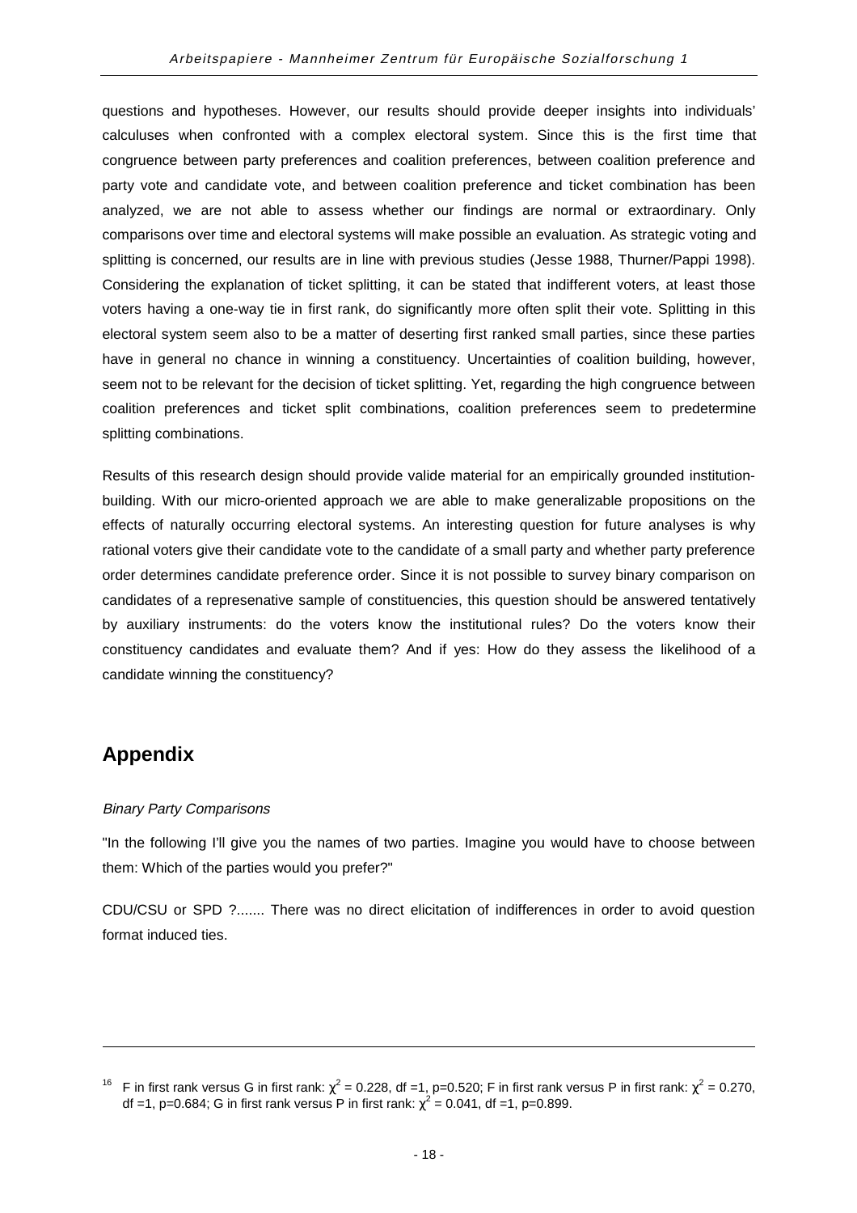questions and hypotheses. However, our results should provide deeper insights into individuals' calculuses when confronted with a complex electoral system. Since this is the first time that congruence between party preferences and coalition preferences, between coalition preference and party vote and candidate vote, and between coalition preference and ticket combination has been analyzed, we are not able to assess whether our findings are normal or extraordinary. Only comparisons over time and electoral systems will make possible an evaluation. As strategic voting and splitting is concerned, our results are in line with previous studies (Jesse 1988, Thurner/Pappi 1998). Considering the explanation of ticket splitting, it can be stated that indifferent voters, at least those voters having a one-way tie in first rank, do significantly more often split their vote. Splitting in this electoral system seem also to be a matter of deserting first ranked small parties, since these parties have in general no chance in winning a constituency. Uncertainties of coalition building, however, seem not to be relevant for the decision of ticket splitting. Yet, regarding the high congruence between coalition preferences and ticket split combinations, coalition preferences seem to predetermine splitting combinations.

Results of this research design should provide valide material for an empirically grounded institution-building. With our micro-oriented approach we are able to make generalizable propositions on the effects of naturally occurring electoral systems. An interesting question for future analyses is why rational voters give their candidate vote to the candidate of a small party and whether party preference order determines candidate preference order. Since it is not possible to survey binary comparison on candidates of a represenative sample of constituencies, this question should be answered tentatively by auxiliary instruments: do the voters know the institutional rules? Do the voters know their constituency candidates and evaluate them? And if yes: How do they assess the likelihood of a candidate winning the constituency?

## Appendix

*Binary Party Comparisons*

"In the following I'll give you the names of two parties. Imagine you would have to choose between them: Which of the parties would you prefer?"

CDU/CSU or SPD ?....... There was no direct elicitation of indifferences in order to avoid question format induced ties.

---

[16] F in first rank versus G in first rank: $\chi^2 = 0.228$, df =1, p=0.520; F in first rank versus P in first rank: $\chi^2 = 0.270$, df =1, p=0.684; G in first rank versus P in first rank: $\chi^2 = 0.041$, df =1, p=0.899.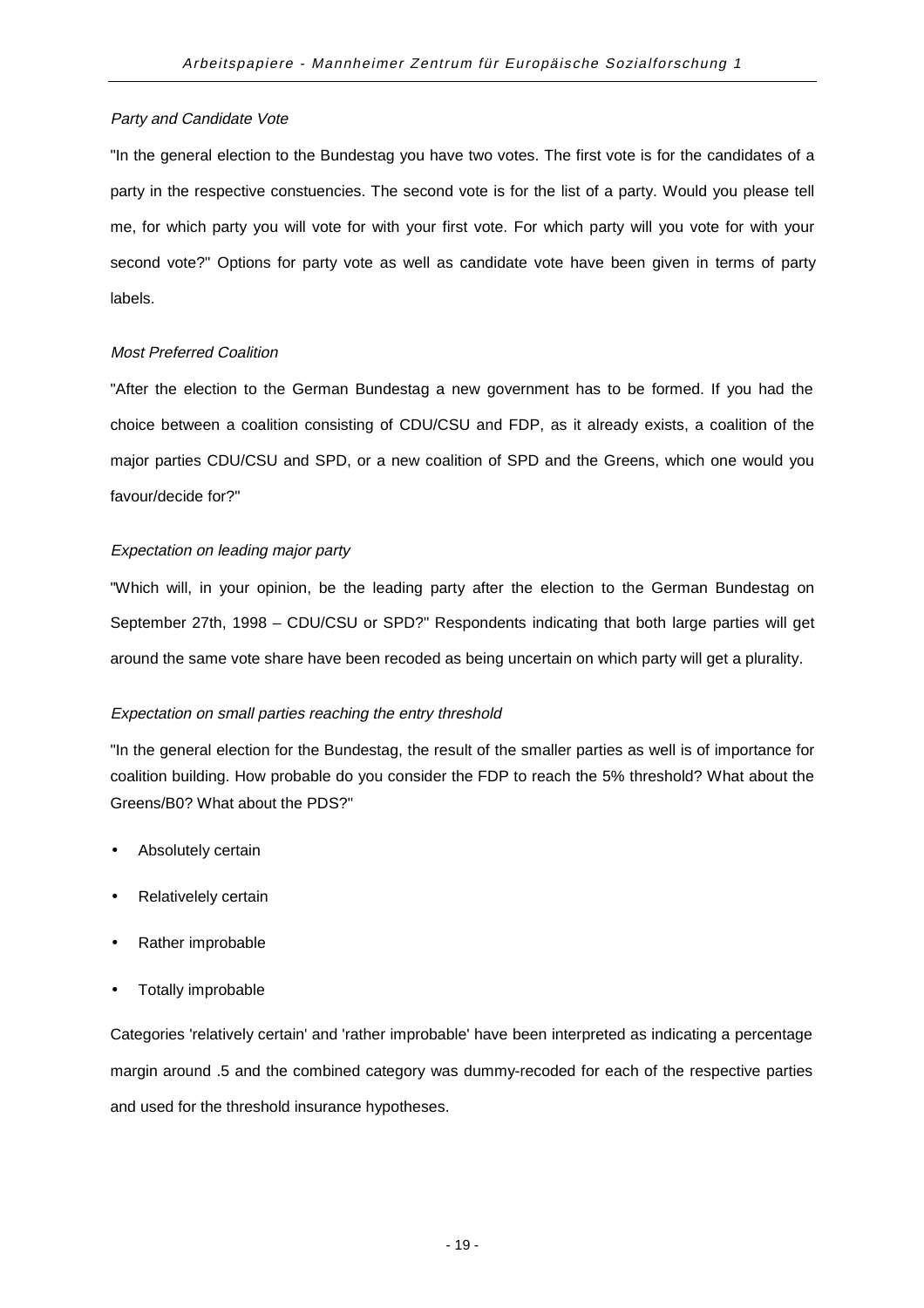*Party and Candidate Vote*

"In the general election to the Bundestag you have two votes. The first vote is for the candidates of a party in the respective constuencies. The second vote is for the list of a party. Would you please tell me, for which party you will vote for with your first vote. For which party will you vote for with your second vote?" Options for party vote as well as candidate vote have been given in terms of party labels.

*Most Preferred Coalition*

"After the election to the German Bundestag a new government has to be formed. If you had the choice between a coalition consisting of CDU/CSU and FDP, as it already exists, a coalition of the major parties CDU/CSU and SPD, or a new coalition of SPD and the Greens, which one would you favour/decide for?"

*Expectation on leading major party*

"Which will, in your opinion, be the leading party after the election to the German Bundestag on September 27th, 1998 – CDU/CSU or SPD?" Respondents indicating that both large parties will get around the same vote share have been recoded as being uncertain on which party will get a plurality.

*Expectation on small parties reaching the entry threshold*

"In the general election for the Bundestag, the result of the smaller parties as well is of importance for coalition building. How probable do you consider the FDP to reach the 5% threshold? What about the Greens/B0? What about the PDS?"

- Absolutely certain
- Relativelely certain
- Rather improbable
- Totally improbable

Categories 'relatively certain' and 'rather improbable' have been interpreted as indicating a percentage margin around .5 and the combined category was dummy-recoded for each of the respective parties and used for the threshold insurance hypotheses.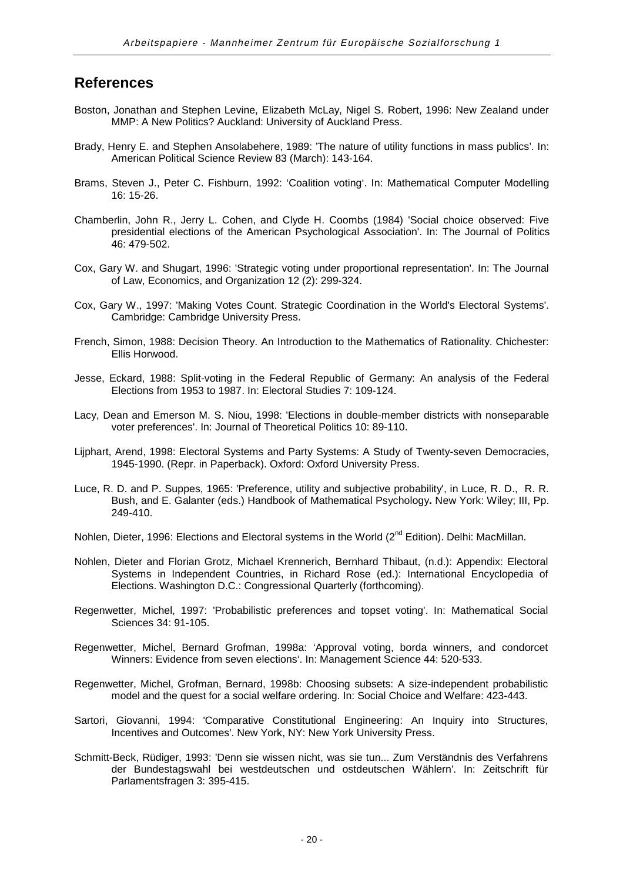## References

Boston, Jonathan and Stephen Levine, Elizabeth McLay, Nigel S. Robert, 1996: New Zealand under MMP: A New Politics? Auckland: University of Auckland Press.

Brady, Henry E. and Stephen Ansolabehere, 1989: 'The nature of utility functions in mass publics'. In: American Political Science Review 83 (March): 143-164.

Brams, Steven J., Peter C. Fishburn, 1992: 'Coalition voting'. In: Mathematical Computer Modelling 16: 15-26.

Chamberlin, John R., Jerry L. Cohen, and Clyde H. Coombs (1984) 'Social choice observed: Five presidential elections of the American Psychological Association'. In: The Journal of Politics 46: 479-502.

Cox, Gary W. and Shugart, 1996: 'Strategic voting under proportional representation'. In: The Journal of Law, Economics, and Organization 12 (2): 299-324.

Cox, Gary W., 1997: 'Making Votes Count. Strategic Coordination in the World's Electoral Systems'. Cambridge: Cambridge University Press.

French, Simon, 1988: Decision Theory. An Introduction to the Mathematics of Rationality. Chichester: Ellis Horwood.

Jesse, Eckard, 1988: Split-voting in the Federal Republic of Germany: An analysis of the Federal Elections from 1953 to 1987. In: Electoral Studies 7: 109-124.

Lacy, Dean and Emerson M. S. Niou, 1998: 'Elections in double-member districts with nonseparable voter preferences'. In: Journal of Theoretical Politics 10: 89-110.

Lijphart, Arend, 1998: Electoral Systems and Party Systems: A Study of Twenty-seven Democracies, 1945-1990. (Repr. in Paperback). Oxford: Oxford University Press.

Luce, R. D. and P. Suppes, 1965: 'Preference, utility and subjective probability', in Luce, R. D., R. R. Bush, and E. Galanter (eds.) Handbook of Mathematical Psychology**.** New York: Wiley; III, Pp. 249-410.

Nohlen, Dieter, 1996: Elections and Electoral systems in the World (2nd Edition). Delhi: MacMillan.

Nohlen, Dieter and Florian Grotz, Michael Krennerich, Bernhard Thibaut, (n.d.): Appendix: Electoral Systems in Independent Countries, in Richard Rose (ed.): International Encyclopedia of Elections. Washington D.C.: Congressional Quarterly (forthcoming).

Regenwetter, Michel, 1997: 'Probabilistic preferences and topset voting'. In: Mathematical Social Sciences 34: 91-105.

Regenwetter, Michel, Bernard Grofman, 1998a: 'Approval voting, borda winners, and condorcet Winners: Evidence from seven elections'. In: Management Science 44: 520-533.

Regenwetter, Michel, Grofman, Bernard, 1998b: Choosing subsets: A size-independent probabilistic model and the quest for a social welfare ordering. In: Social Choice and Welfare: 423-443.

Sartori, Giovanni, 1994: 'Comparative Constitutional Engineering: An Inquiry into Structures, Incentives and Outcomes'. New York, NY: New York University Press.

Schmitt-Beck, Rüdiger, 1993: 'Denn sie wissen nicht, was sie tun... Zum Verständnis des Verfahrens der Bundestagswahl bei westdeutschen und ostdeutschen Wählern'. In: Zeitschrift für Parlamentsfragen 3: 395-415.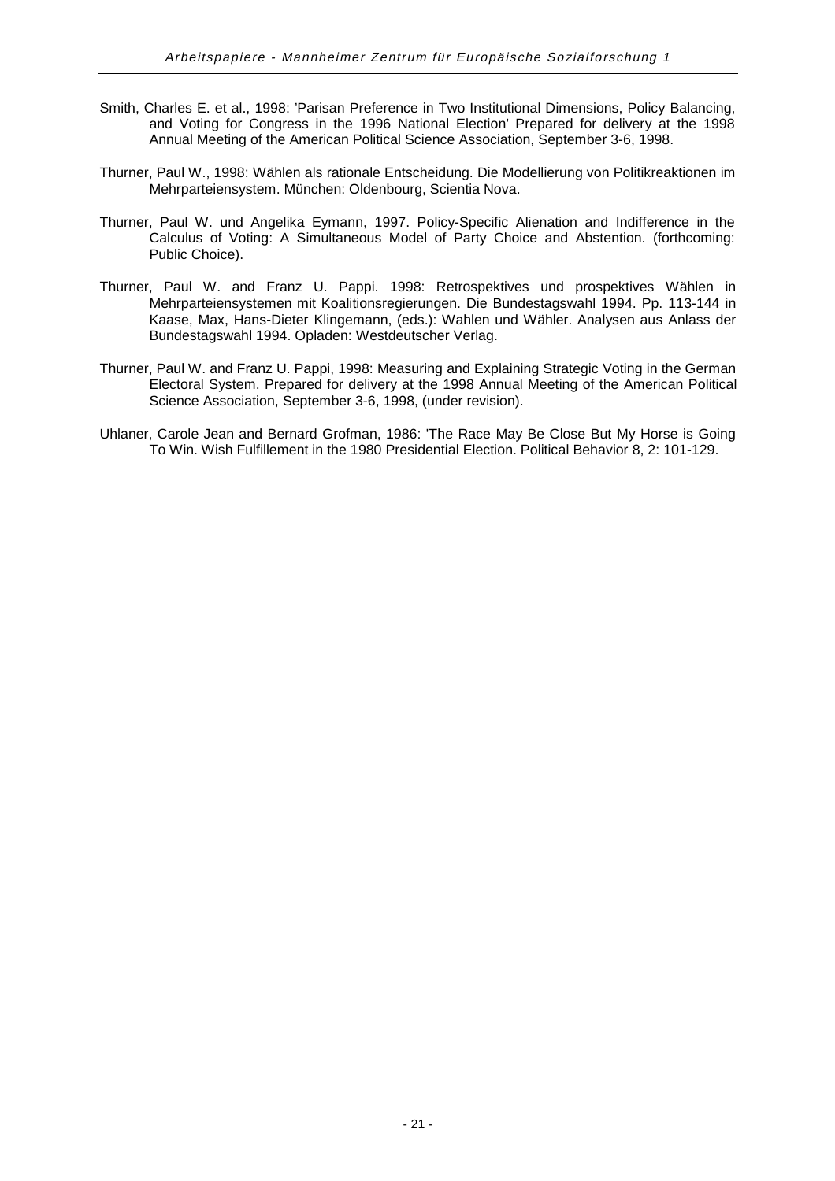Smith, Charles E. et al., 1998: 'Parisan Preference in Two Institutional Dimensions, Policy Balancing, and Voting for Congress in the 1996 National Election' Prepared for delivery at the 1998 Annual Meeting of the American Political Science Association, September 3-6, 1998.

Thurner, Paul W., 1998: Wählen als rationale Entscheidung. Die Modellierung von Politikreaktionen im Mehrparteiensystem. München: Oldenbourg, Scientia Nova.

Thurner, Paul W. und Angelika Eymann, 1997. Policy-Specific Alienation and Indifference in the Calculus of Voting: A Simultaneous Model of Party Choice and Abstention. (forthcoming: Public Choice).

Thurner, Paul W. and Franz U. Pappi. 1998: Retrospektives und prospektives Wählen in Mehrparteiensystemen mit Koalitionsregierungen. Die Bundestagswahl 1994. Pp. 113-144 in Kaase, Max, Hans-Dieter Klingemann, (eds.): Wahlen und Wähler. Analysen aus Anlass der Bundestagswahl 1994. Opladen: Westdeutscher Verlag.

Thurner, Paul W. and Franz U. Pappi, 1998: Measuring and Explaining Strategic Voting in the German Electoral System. Prepared for delivery at the 1998 Annual Meeting of the American Political Science Association, September 3-6, 1998, (under revision).

Uhlaner, Carole Jean and Bernard Grofman, 1986: 'The Race May Be Close But My Horse is Going To Win. Wish Fulfillement in the 1980 Presidential Election. Political Behavior 8, 2: 101-129.